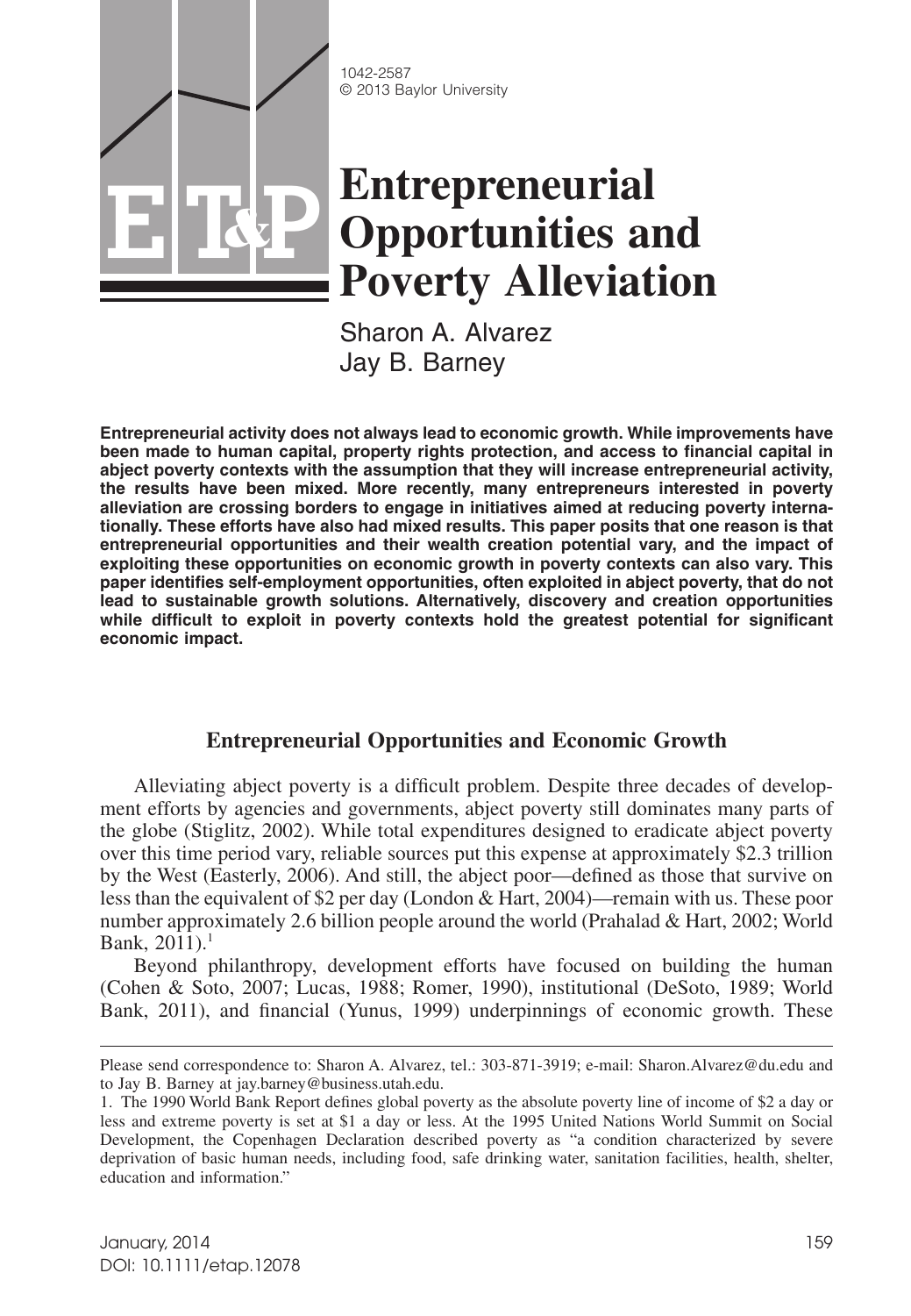1042-2587
© 2013 Baylor University

# Entrepreneurial Opportunities and Poverty Alleviation

Sharon A. Alvarez
Jay B. Barney

**Entrepreneurial activity does not always lead to economic growth. While improvements have been made to human capital, property rights protection, and access to financial capital in abject poverty contexts with the assumption that they will increase entrepreneurial activity, the results have been mixed. More recently, many entrepreneurs interested in poverty alleviation are crossing borders to engage in initiatives aimed at reducing poverty internationally. These efforts have also had mixed results. This paper posits that one reason is that entrepreneurial opportunities and their wealth creation potential vary, and the impact of exploiting these opportunities on economic growth in poverty contexts can also vary. This paper identifies self-employment opportunities, often exploited in abject poverty, that do not lead to sustainable growth solutions. Alternatively, discovery and creation opportunities while difficult to exploit in poverty contexts hold the greatest potential for significant economic impact.**

## Entrepreneurial Opportunities and Economic Growth

Alleviating abject poverty is a difficult problem. Despite three decades of development efforts by agencies and governments, abject poverty still dominates many parts of the globe (Stiglitz, 2002). While total expenditures designed to eradicate abject poverty over this time period vary, reliable sources put this expense at approximately $2.3 trillion by the West (Easterly, 2006). And still, the abject poor—defined as those that survive on less than the equivalent of $2 per day (London & Hart, 2004)—remain with us. These poor number approximately 2.6 billion people around the world (Prahalad & Hart, 2002; World Bank, 2011).[1]

Beyond philanthropy, development efforts have focused on building the human (Cohen & Soto, 2007; Lucas, 1988; Romer, 1990), institutional (DeSoto, 1989; World Bank, 2011), and financial (Yunus, 1999) underpinnings of economic growth. These

---

Please send correspondence to: Sharon A. Alvarez, tel.: 303-871-3919; e-mail: Sharon.Alvarez@du.edu and to Jay B. Barney at jay.barney@business.utah.edu.

1. The 1990 World Bank Report defines global poverty as the absolute poverty line of income of $2 a day or less and extreme poverty is set at $1 a day or less. At the 1995 United Nations World Summit on Social Development, the Copenhagen Declaration described poverty as "a condition characterized by severe deprivation of basic human needs, including food, safe drinking water, sanitation facilities, health, shelter, education and information."

DOI: 10.1111/etap.12078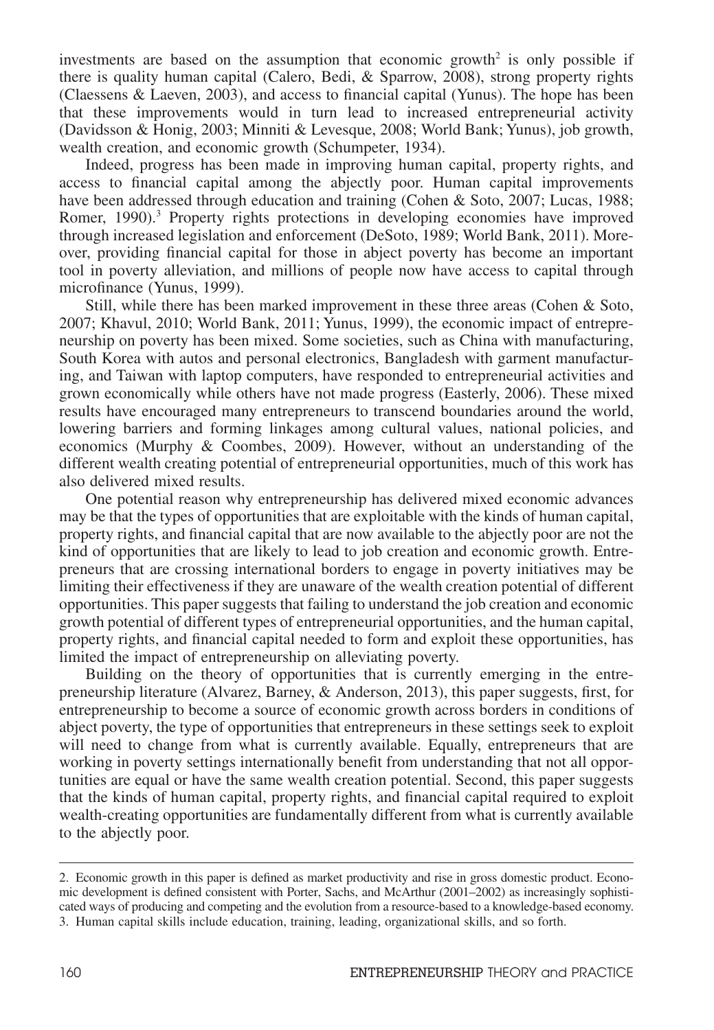investments are based on the assumption that economic growth[2] is only possible if there is quality human capital (Calero, Bedi, & Sparrow, 2008), strong property rights (Claessens & Laeven, 2003), and access to financial capital (Yunus). The hope has been that these improvements would in turn lead to increased entrepreneurial activity (Davidsson & Honig, 2003; Minniti & Levesque, 2008; World Bank; Yunus), job growth, wealth creation, and economic growth (Schumpeter, 1934).

Indeed, progress has been made in improving human capital, property rights, and access to financial capital among the abjectly poor. Human capital improvements have been addressed through education and training (Cohen & Soto, 2007; Lucas, 1988; Romer, 1990).[3] Property rights protections in developing economies have improved through increased legislation and enforcement (DeSoto, 1989; World Bank, 2011). Moreover, providing financial capital for those in abject poverty has become an important tool in poverty alleviation, and millions of people now have access to capital through microfinance (Yunus, 1999).

Still, while there has been marked improvement in these three areas (Cohen & Soto, 2007; Khavul, 2010; World Bank, 2011; Yunus, 1999), the economic impact of entrepreneurship on poverty has been mixed. Some societies, such as China with manufacturing, South Korea with autos and personal electronics, Bangladesh with garment manufacturing, and Taiwan with laptop computers, have responded to entrepreneurial activities and grown economically while others have not made progress (Easterly, 2006). These mixed results have encouraged many entrepreneurs to transcend boundaries around the world, lowering barriers and forming linkages among cultural values, national policies, and economics (Murphy & Coombes, 2009). However, without an understanding of the different wealth creating potential of entrepreneurial opportunities, much of this work has also delivered mixed results.

One potential reason why entrepreneurship has delivered mixed economic advances may be that the types of opportunities that are exploitable with the kinds of human capital, property rights, and financial capital that are now available to the abjectly poor are not the kind of opportunities that are likely to lead to job creation and economic growth. Entrepreneurs that are crossing international borders to engage in poverty initiatives may be limiting their effectiveness if they are unaware of the wealth creation potential of different opportunities. This paper suggests that failing to understand the job creation and economic growth potential of different types of entrepreneurial opportunities, and the human capital, property rights, and financial capital needed to form and exploit these opportunities, has limited the impact of entrepreneurship on alleviating poverty.

Building on the theory of opportunities that is currently emerging in the entrepreneurship literature (Alvarez, Barney, & Anderson, 2013), this paper suggests, first, for entrepreneurship to become a source of economic growth across borders in conditions of abject poverty, the type of opportunities that entrepreneurs in these settings seek to exploit will need to change from what is currently available. Equally, entrepreneurs that are working in poverty settings internationally benefit from understanding that not all opportunities are equal or have the same wealth creation potential. Second, this paper suggests that the kinds of human capital, property rights, and financial capital required to exploit wealth-creating opportunities are fundamentally different from what is currently available to the abjectly poor.

---

2. Economic growth in this paper is defined as market productivity and rise in gross domestic product. Economic development is defined consistent with Porter, Sachs, and McArthur (2001–2002) as increasingly sophisticated ways of producing and competing and the evolution from a resource-based to a knowledge-based economy.

3. Human capital skills include education, training, leading, organizational skills, and so forth.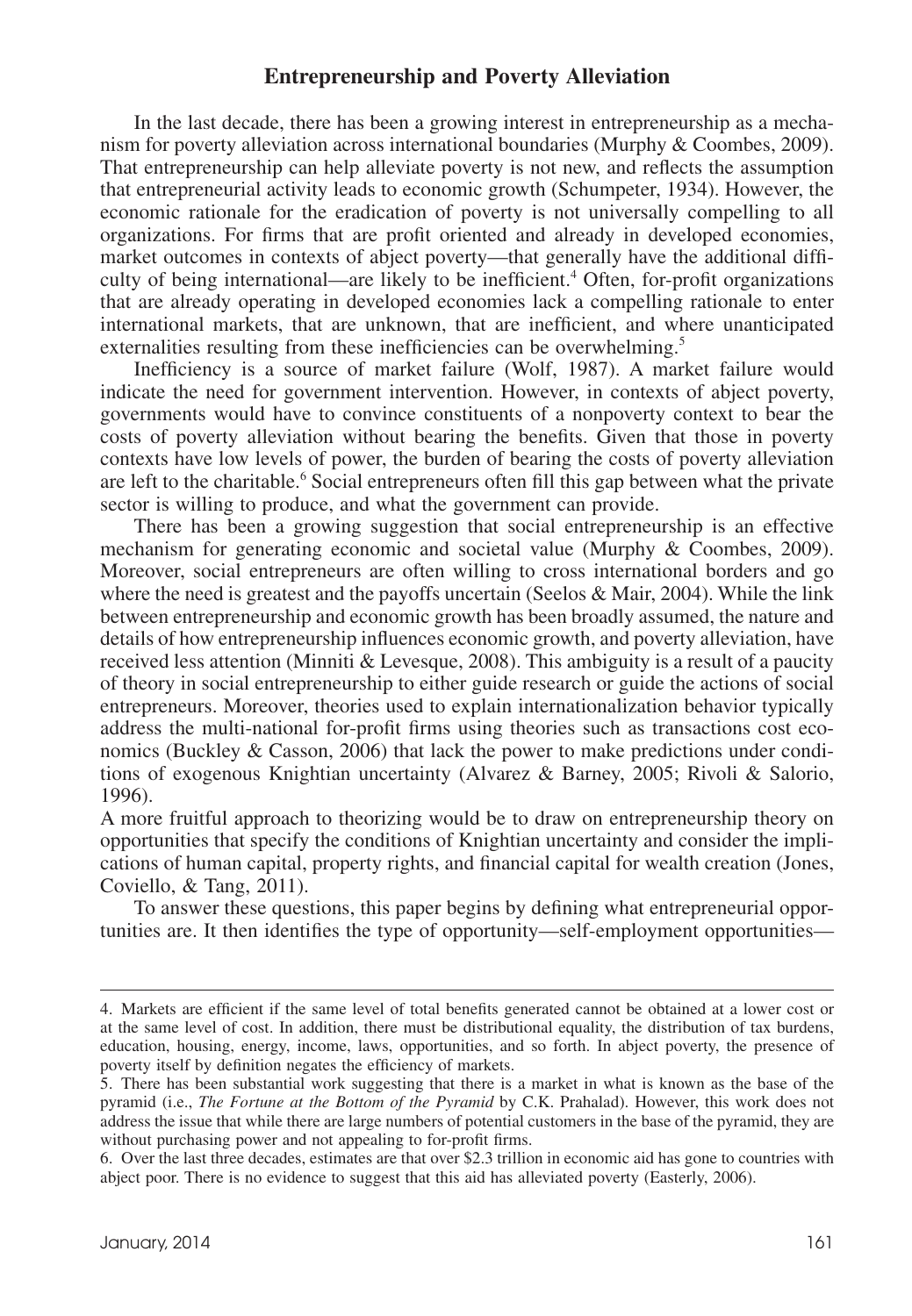## Entrepreneurship and Poverty Alleviation

In the last decade, there has been a growing interest in entrepreneurship as a mechanism for poverty alleviation across international boundaries (Murphy & Coombes, 2009). That entrepreneurship can help alleviate poverty is not new, and reflects the assumption that entrepreneurial activity leads to economic growth (Schumpeter, 1934). However, the economic rationale for the eradication of poverty is not universally compelling to all organizations. For firms that are profit oriented and already in developed economies, market outcomes in contexts of abject poverty—that generally have the additional difficulty of being international—are likely to be inefficient.[4] Often, for-profit organizations that are already operating in developed economies lack a compelling rationale to enter international markets, that are unknown, that are inefficient, and where unanticipated externalities resulting from these inefficiencies can be overwhelming.[5]

Inefficiency is a source of market failure (Wolf, 1987). A market failure would indicate the need for government intervention. However, in contexts of abject poverty, governments would have to convince constituents of a nonpoverty context to bear the costs of poverty alleviation without bearing the benefits. Given that those in poverty contexts have low levels of power, the burden of bearing the costs of poverty alleviation are left to the charitable.[6] Social entrepreneurs often fill this gap between what the private sector is willing to produce, and what the government can provide.

There has been a growing suggestion that social entrepreneurship is an effective mechanism for generating economic and societal value (Murphy & Coombes, 2009). Moreover, social entrepreneurs are often willing to cross international borders and go where the need is greatest and the payoffs uncertain (Seelos & Mair, 2004). While the link between entrepreneurship and economic growth has been broadly assumed, the nature and details of how entrepreneurship influences economic growth, and poverty alleviation, have received less attention (Minniti & Levesque, 2008). This ambiguity is a result of a paucity of theory in social entrepreneurship to either guide research or guide the actions of social entrepreneurs. Moreover, theories used to explain internationalization behavior typically address the multi-national for-profit firms using theories such as transactions cost economics (Buckley & Casson, 2006) that lack the power to make predictions under conditions of exogenous Knightian uncertainty (Alvarez & Barney, 2005; Rivoli & Salorio, 1996).

A more fruitful approach to theorizing would be to draw on entrepreneurship theory on opportunities that specify the conditions of Knightian uncertainty and consider the implications of human capital, property rights, and financial capital for wealth creation (Jones, Coviello, & Tang, 2011).

To answer these questions, this paper begins by defining what entrepreneurial opportunities are. It then identifies the type of opportunity—self-employment opportunities—

---

4. Markets are efficient if the same level of total benefits generated cannot be obtained at a lower cost or at the same level of cost. In addition, there must be distributional equality, the distribution of tax burdens, education, housing, energy, income, laws, opportunities, and so forth. In abject poverty, the presence of poverty itself by definition negates the efficiency of markets.

5. There has been substantial work suggesting that there is a market in what is known as the base of the pyramid (i.e., *The Fortune at the Bottom of the Pyramid* by C.K. Prahalad). However, this work does not address the issue that while there are large numbers of potential customers in the base of the pyramid, they are without purchasing power and not appealing to for-profit firms.

6. Over the last three decades, estimates are that over $2.3 trillion in economic aid has gone to countries with abject poor. There is no evidence to suggest that this aid has alleviated poverty (Easterly, 2006).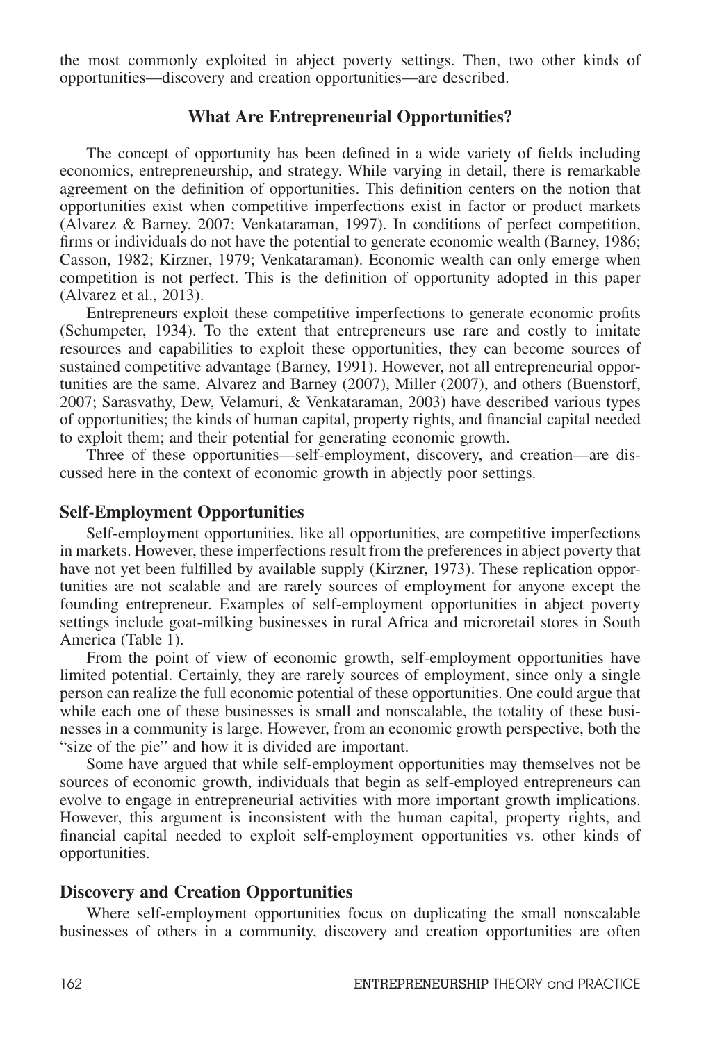the most commonly exploited in abject poverty settings. Then, two other kinds of opportunities—discovery and creation opportunities—are described.

## What Are Entrepreneurial Opportunities?

The concept of opportunity has been defined in a wide variety of fields including economics, entrepreneurship, and strategy. While varying in detail, there is remarkable agreement on the definition of opportunities. This definition centers on the notion that opportunities exist when competitive imperfections exist in factor or product markets (Alvarez & Barney, 2007; Venkataraman, 1997). In conditions of perfect competition, firms or individuals do not have the potential to generate economic wealth (Barney, 1986; Casson, 1982; Kirzner, 1979; Venkataraman). Economic wealth can only emerge when competition is not perfect. This is the definition of opportunity adopted in this paper (Alvarez et al., 2013).

Entrepreneurs exploit these competitive imperfections to generate economic profits (Schumpeter, 1934). To the extent that entrepreneurs use rare and costly to imitate resources and capabilities to exploit these opportunities, they can become sources of sustained competitive advantage (Barney, 1991). However, not all entrepreneurial opportunities are the same. Alvarez and Barney (2007), Miller (2007), and others (Buenstorf, 2007; Sarasvathy, Dew, Velamuri, & Venkataraman, 2003) have described various types of opportunities; the kinds of human capital, property rights, and financial capital needed to exploit them; and their potential for generating economic growth.

Three of these opportunities—self-employment, discovery, and creation—are discussed here in the context of economic growth in abjectly poor settings.

### Self-Employment Opportunities

Self-employment opportunities, like all opportunities, are competitive imperfections in markets. However, these imperfections result from the preferences in abject poverty that have not yet been fulfilled by available supply (Kirzner, 1973). These replication opportunities are not scalable and are rarely sources of employment for anyone except the founding entrepreneur. Examples of self-employment opportunities in abject poverty settings include goat-milking businesses in rural Africa and microretail stores in South America (Table 1).

From the point of view of economic growth, self-employment opportunities have limited potential. Certainly, they are rarely sources of employment, since only a single person can realize the full economic potential of these opportunities. One could argue that while each one of these businesses is small and nonscalable, the totality of these businesses in a community is large. However, from an economic growth perspective, both the "size of the pie" and how it is divided are important.

Some have argued that while self-employment opportunities may themselves not be sources of economic growth, individuals that begin as self-employed entrepreneurs can evolve to engage in entrepreneurial activities with more important growth implications. However, this argument is inconsistent with the human capital, property rights, and financial capital needed to exploit self-employment opportunities vs. other kinds of opportunities.

### Discovery and Creation Opportunities

Where self-employment opportunities focus on duplicating the small nonscalable businesses of others in a community, discovery and creation opportunities are often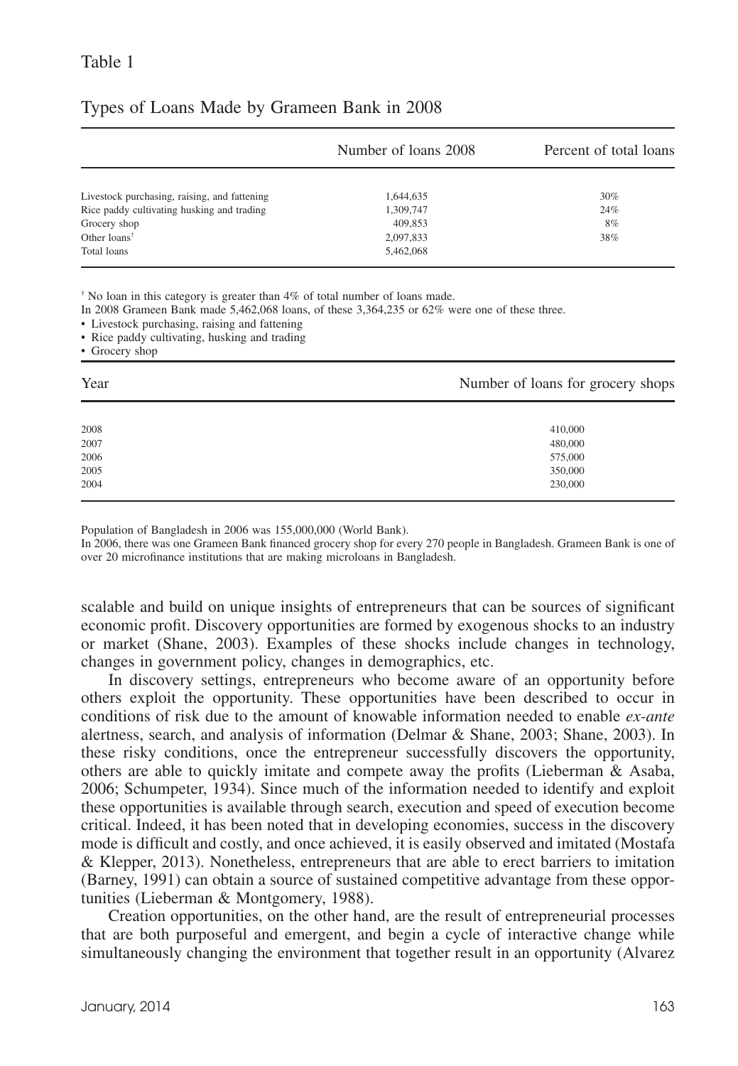Table 1

Types of Loans Made by Grameen Bank in 2008

| | Number of loans 2008 | Percent of total loans |
|---|---|---|
| Livestock purchasing, raising, and fattening | 1,644,635 | 30% |
| Rice paddy cultivating husking and trading | 1,309,747 | 24% |
| Grocery shop | 409,853 | 8% |
| Other loans[†] | 2,097,833 | 38% |
| Total loans | 5,462,068 | |

[†] No loan in this category is greater than 4% of total number of loans made.

In 2008 Grameen Bank made 5,462,068 loans, of these 3,364,235 or 62% were one of these three.

- Livestock purchasing, raising and fattening
- Rice paddy cultivating, husking and trading
- Grocery shop

| Year | Number of loans for grocery shops |
|---|---|
| 2008 | 410,000 |
| 2007 | 480,000 |
| 2006 | 575,000 |
| 2005 | 350,000 |
| 2004 | 230,000 |

Population of Bangladesh in 2006 was 155,000,000 (World Bank).

In 2006, there was one Grameen Bank financed grocery shop for every 270 people in Bangladesh. Grameen Bank is one of over 20 microfinance institutions that are making microloans in Bangladesh.

scalable and build on unique insights of entrepreneurs that can be sources of significant economic profit. Discovery opportunities are formed by exogenous shocks to an industry or market (Shane, 2003). Examples of these shocks include changes in technology, changes in government policy, changes in demographics, etc.

In discovery settings, entrepreneurs who become aware of an opportunity before others exploit the opportunity. These opportunities have been described to occur in conditions of risk due to the amount of knowable information needed to enable *ex-ante* alertness, search, and analysis of information (Delmar & Shane, 2003; Shane, 2003). In these risky conditions, once the entrepreneur successfully discovers the opportunity, others are able to quickly imitate and compete away the profits (Lieberman & Asaba, 2006; Schumpeter, 1934). Since much of the information needed to identify and exploit these opportunities is available through search, execution and speed of execution become critical. Indeed, it has been noted that in developing economies, success in the discovery mode is difficult and costly, and once achieved, it is easily observed and imitated (Mostafa & Klepper, 2013). Nonetheless, entrepreneurs that are able to erect barriers to imitation (Barney, 1991) can obtain a source of sustained competitive advantage from these opportunities (Lieberman & Montgomery, 1988).

Creation opportunities, on the other hand, are the result of entrepreneurial processes that are both purposeful and emergent, and begin a cycle of interactive change while simultaneously changing the environment that together result in an opportunity (Alvarez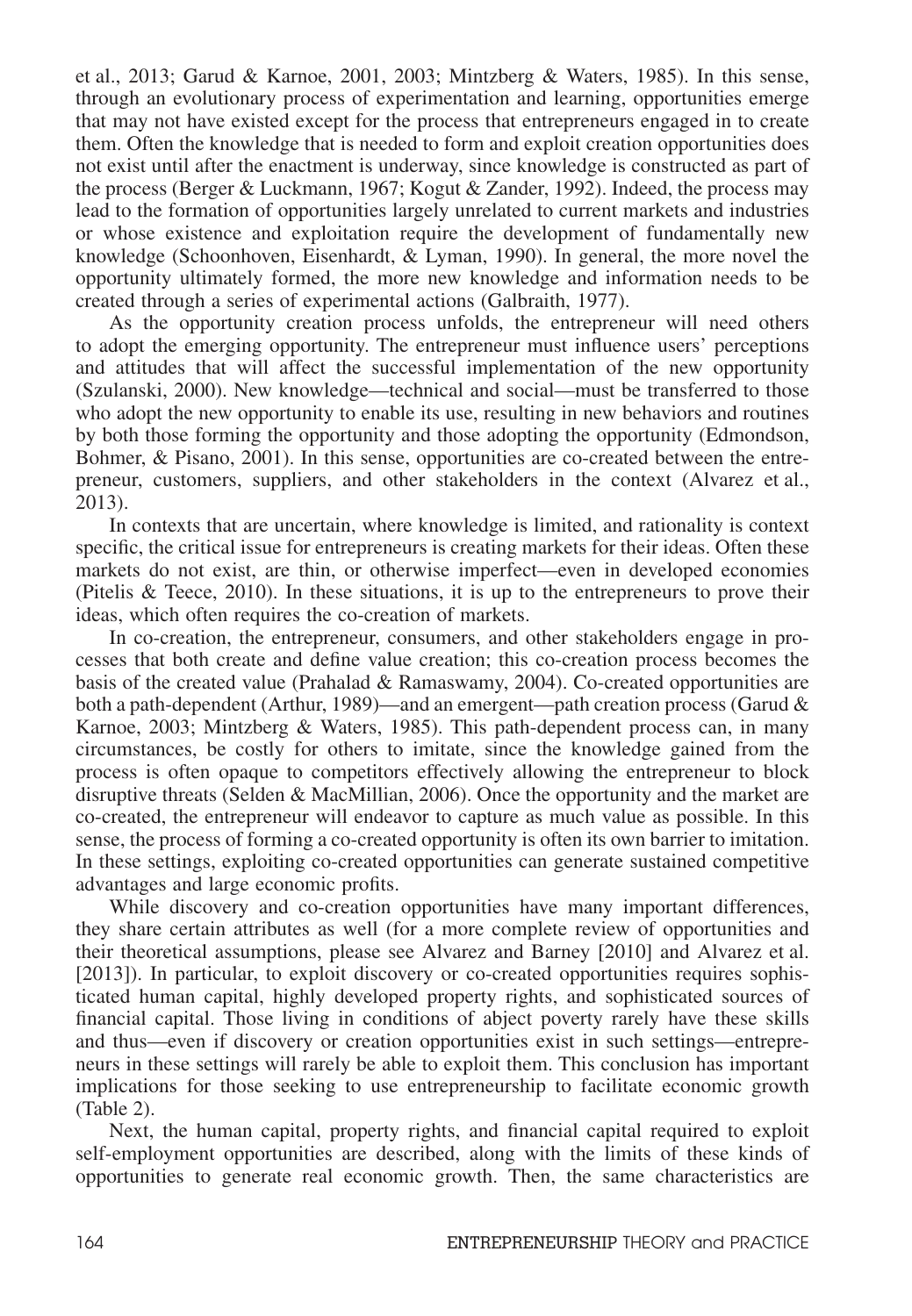et al., 2013; Garud & Karnoe, 2001, 2003; Mintzberg & Waters, 1985). In this sense, through an evolutionary process of experimentation and learning, opportunities emerge that may not have existed except for the process that entrepreneurs engaged in to create them. Often the knowledge that is needed to form and exploit creation opportunities does not exist until after the enactment is underway, since knowledge is constructed as part of the process (Berger & Luckmann, 1967; Kogut & Zander, 1992). Indeed, the process may lead to the formation of opportunities largely unrelated to current markets and industries or whose existence and exploitation require the development of fundamentally new knowledge (Schoonhoven, Eisenhardt, & Lyman, 1990). In general, the more novel the opportunity ultimately formed, the more new knowledge and information needs to be created through a series of experimental actions (Galbraith, 1977).

As the opportunity creation process unfolds, the entrepreneur will need others to adopt the emerging opportunity. The entrepreneur must influence users' perceptions and attitudes that will affect the successful implementation of the new opportunity (Szulanski, 2000). New knowledge—technical and social—must be transferred to those who adopt the new opportunity to enable its use, resulting in new behaviors and routines by both those forming the opportunity and those adopting the opportunity (Edmondson, Bohmer, & Pisano, 2001). In this sense, opportunities are co-created between the entrepreneur, customers, suppliers, and other stakeholders in the context (Alvarez et al., 2013).

In contexts that are uncertain, where knowledge is limited, and rationality is context specific, the critical issue for entrepreneurs is creating markets for their ideas. Often these markets do not exist, are thin, or otherwise imperfect—even in developed economies (Pitelis & Teece, 2010). In these situations, it is up to the entrepreneurs to prove their ideas, which often requires the co-creation of markets.

In co-creation, the entrepreneur, consumers, and other stakeholders engage in processes that both create and define value creation; this co-creation process becomes the basis of the created value (Prahalad & Ramaswamy, 2004). Co-created opportunities are both a path-dependent (Arthur, 1989)—and an emergent—path creation process (Garud & Karnoe, 2003; Mintzberg & Waters, 1985). This path-dependent process can, in many circumstances, be costly for others to imitate, since the knowledge gained from the process is often opaque to competitors effectively allowing the entrepreneur to block disruptive threats (Selden & MacMillian, 2006). Once the opportunity and the market are co-created, the entrepreneur will endeavor to capture as much value as possible. In this sense, the process of forming a co-created opportunity is often its own barrier to imitation. In these settings, exploiting co-created opportunities can generate sustained competitive advantages and large economic profits.

While discovery and co-creation opportunities have many important differences, they share certain attributes as well (for a more complete review of opportunities and their theoretical assumptions, please see Alvarez and Barney [2010] and Alvarez et al. [2013]). In particular, to exploit discovery or co-created opportunities requires sophisticated human capital, highly developed property rights, and sophisticated sources of financial capital. Those living in conditions of abject poverty rarely have these skills and thus—even if discovery or creation opportunities exist in such settings—entrepreneurs in these settings will rarely be able to exploit them. This conclusion has important implications for those seeking to use entrepreneurship to facilitate economic growth (Table 2).

Next, the human capital, property rights, and financial capital required to exploit self-employment opportunities are described, along with the limits of these kinds of opportunities to generate real economic growth. Then, the same characteristics are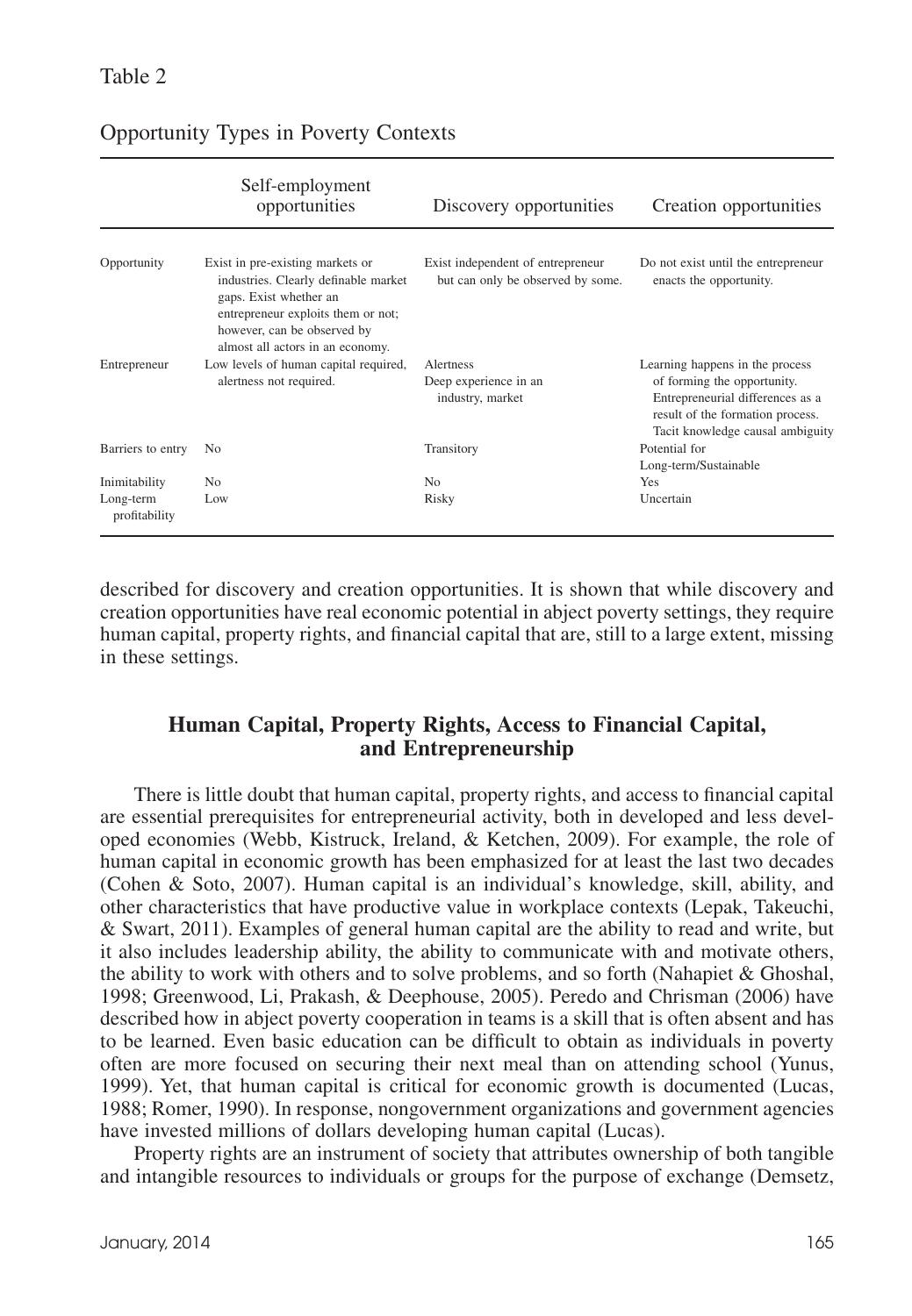Table 2

Opportunity Types in Poverty Contexts

| | Self-employment opportunities | Discovery opportunities | Creation opportunities |
|---|---|---|---|
| Opportunity | Exist in pre-existing markets or industries. Clearly definable market gaps. Exist whether an entrepreneur exploits them or not; however, can be observed by almost all actors in an economy. | Exist independent of entrepreneur but can only be observed by some. | Do not exist until the entrepreneur enacts the opportunity. |
| Entrepreneur | Low levels of human capital required, alertness not required. | Alertness<br>Deep experience in an industry, market | Learning happens in the process of forming the opportunity. Entrepreneurial differences as a result of the formation process. Tacit knowledge causal ambiguity |
| Barriers to entry | No | Transitory | Potential for Long-term/Sustainable |
| Inimitability | No | No | Yes |
| Long-term profitability | Low | Risky | Uncertain |

described for discovery and creation opportunities. It is shown that while discovery and creation opportunities have real economic potential in abject poverty settings, they require human capital, property rights, and financial capital that are, still to a large extent, missing in these settings.

## Human Capital, Property Rights, Access to Financial Capital, and Entrepreneurship

There is little doubt that human capital, property rights, and access to financial capital are essential prerequisites for entrepreneurial activity, both in developed and less developed economies (Webb, Kistruck, Ireland, & Ketchen, 2009). For example, the role of human capital in economic growth has been emphasized for at least the last two decades (Cohen & Soto, 2007). Human capital is an individual's knowledge, skill, ability, and other characteristics that have productive value in workplace contexts (Lepak, Takeuchi, & Swart, 2011). Examples of general human capital are the ability to read and write, but it also includes leadership ability, the ability to communicate with and motivate others, the ability to work with others and to solve problems, and so forth (Nahapiet & Ghoshal, 1998; Greenwood, Li, Prakash, & Deephouse, 2005). Peredo and Chrisman (2006) have described how in abject poverty cooperation in teams is a skill that is often absent and has to be learned. Even basic education can be difficult to obtain as individuals in poverty often are more focused on securing their next meal than on attending school (Yunus, 1999). Yet, that human capital is critical for economic growth is documented (Lucas, 1988; Romer, 1990). In response, nongovernment organizations and government agencies have invested millions of dollars developing human capital (Lucas).

Property rights are an instrument of society that attributes ownership of both tangible and intangible resources to individuals or groups for the purpose of exchange (Demsetz,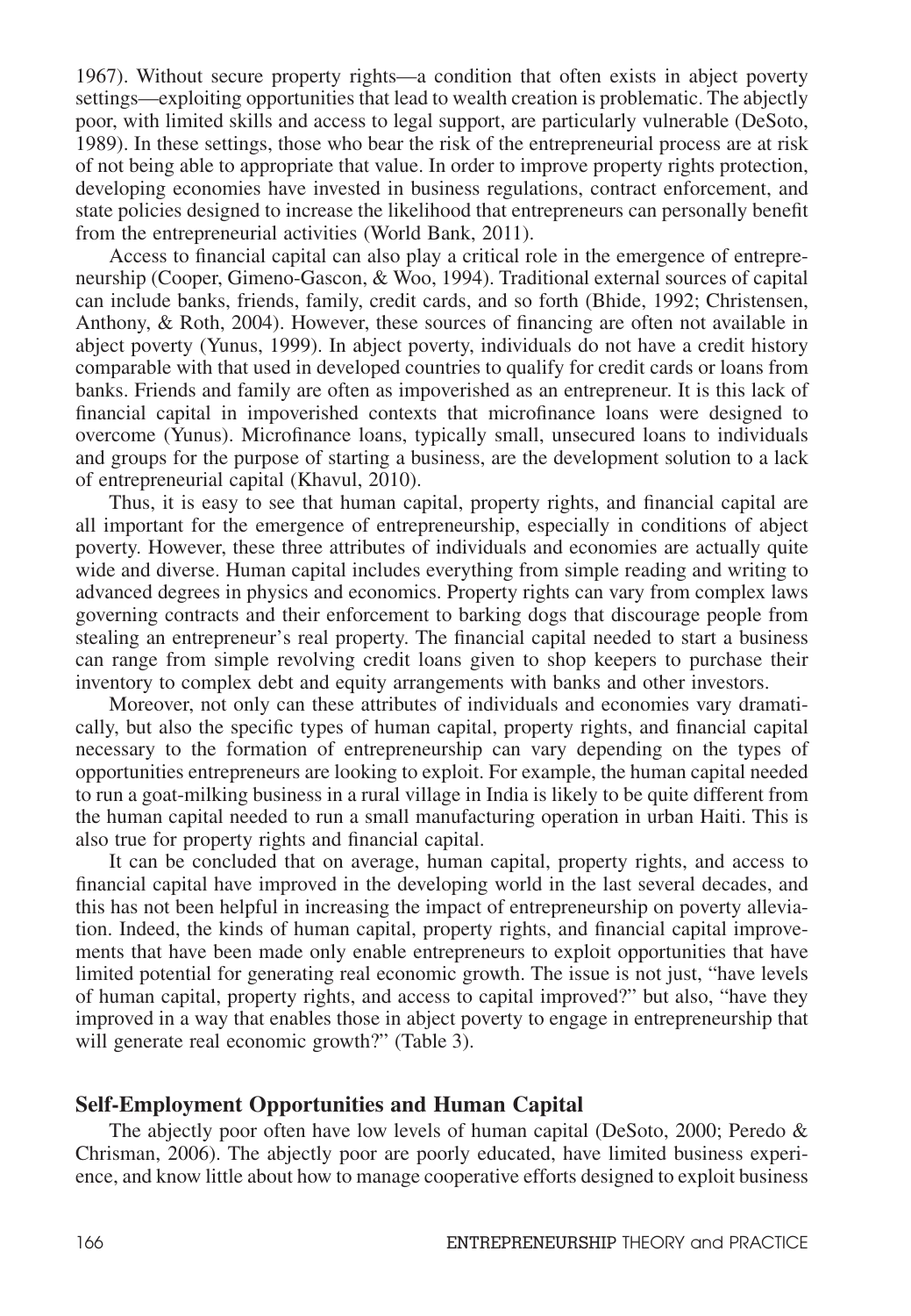1967). Without secure property rights—a condition that often exists in abject poverty settings—exploiting opportunities that lead to wealth creation is problematic. The abjectly poor, with limited skills and access to legal support, are particularly vulnerable (DeSoto, 1989). In these settings, those who bear the risk of the entrepreneurial process are at risk of not being able to appropriate that value. In order to improve property rights protection, developing economies have invested in business regulations, contract enforcement, and state policies designed to increase the likelihood that entrepreneurs can personally benefit from the entrepreneurial activities (World Bank, 2011).

Access to financial capital can also play a critical role in the emergence of entrepreneurship (Cooper, Gimeno-Gascon, & Woo, 1994). Traditional external sources of capital can include banks, friends, family, credit cards, and so forth (Bhide, 1992; Christensen, Anthony, & Roth, 2004). However, these sources of financing are often not available in abject poverty (Yunus, 1999). In abject poverty, individuals do not have a credit history comparable with that used in developed countries to qualify for credit cards or loans from banks. Friends and family are often as impoverished as an entrepreneur. It is this lack of financial capital in impoverished contexts that microfinance loans were designed to overcome (Yunus). Microfinance loans, typically small, unsecured loans to individuals and groups for the purpose of starting a business, are the development solution to a lack of entrepreneurial capital (Khavul, 2010).

Thus, it is easy to see that human capital, property rights, and financial capital are all important for the emergence of entrepreneurship, especially in conditions of abject poverty. However, these three attributes of individuals and economies are actually quite wide and diverse. Human capital includes everything from simple reading and writing to advanced degrees in physics and economics. Property rights can vary from complex laws governing contracts and their enforcement to barking dogs that discourage people from stealing an entrepreneur's real property. The financial capital needed to start a business can range from simple revolving credit loans given to shop keepers to purchase their inventory to complex debt and equity arrangements with banks and other investors.

Moreover, not only can these attributes of individuals and economies vary dramatically, but also the specific types of human capital, property rights, and financial capital necessary to the formation of entrepreneurship can vary depending on the types of opportunities entrepreneurs are looking to exploit. For example, the human capital needed to run a goat-milking business in a rural village in India is likely to be quite different from the human capital needed to run a small manufacturing operation in urban Haiti. This is also true for property rights and financial capital.

It can be concluded that on average, human capital, property rights, and access to financial capital have improved in the developing world in the last several decades, and this has not been helpful in increasing the impact of entrepreneurship on poverty alleviation. Indeed, the kinds of human capital, property rights, and financial capital improvements that have been made only enable entrepreneurs to exploit opportunities that have limited potential for generating real economic growth. The issue is not just, "have levels of human capital, property rights, and access to capital improved?" but also, "have they improved in a way that enables those in abject poverty to engage in entrepreneurship that will generate real economic growth?" (Table 3).

## Self-Employment Opportunities and Human Capital

The abjectly poor often have low levels of human capital (DeSoto, 2000; Peredo & Chrisman, 2006). The abjectly poor are poorly educated, have limited business experience, and know little about how to manage cooperative efforts designed to exploit business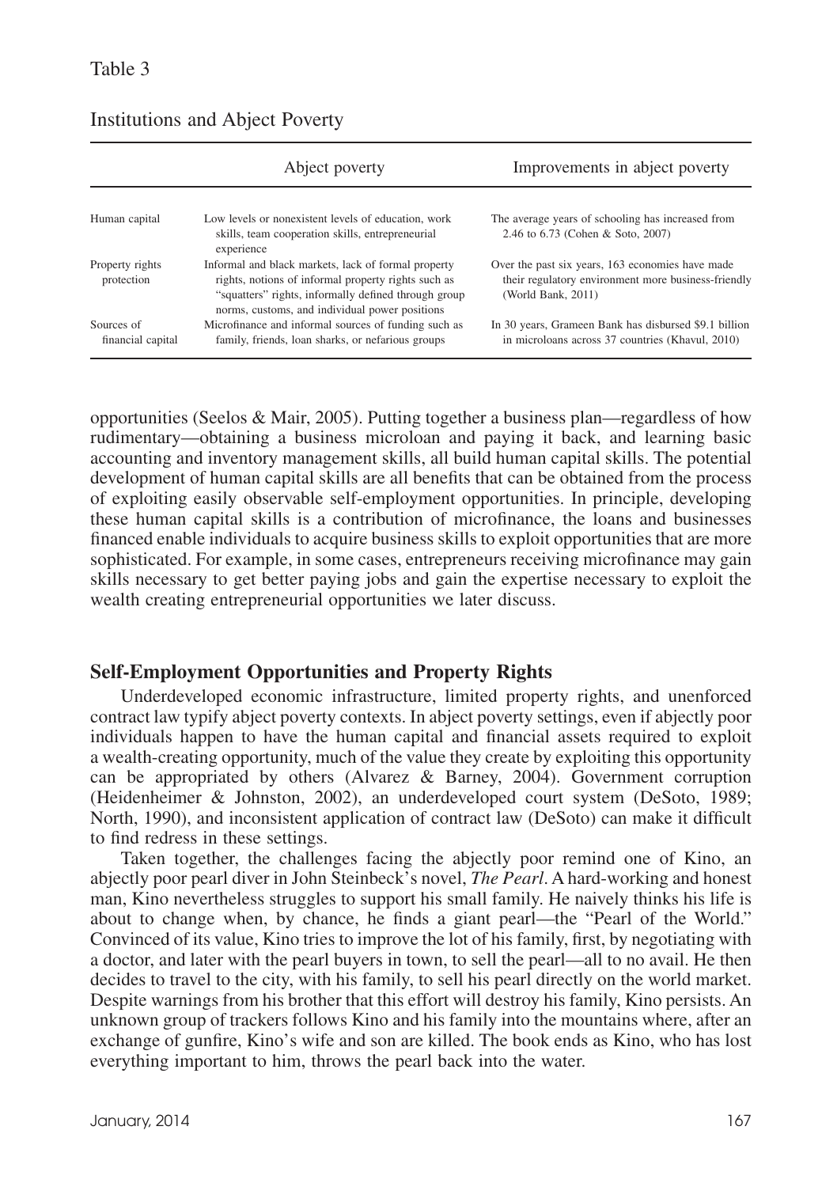Table 3

Institutions and Abject Poverty

| | Abject poverty | Improvements in abject poverty |
|---|---|---|
| Human capital | Low levels or nonexistent levels of education, work skills, team cooperation skills, entrepreneurial experience | The average years of schooling has increased from 2.46 to 6.73 (Cohen & Soto, 2007) |
| Property rights protection | Informal and black markets, lack of formal property rights, notions of informal property rights such as "squatters" rights, informally defined through group norms, customs, and individual power positions | Over the past six years, 163 economies have made their regulatory environment more business-friendly (World Bank, 2011) |
| Sources of financial capital | Microfinance and informal sources of funding such as family, friends, loan sharks, or nefarious groups | In 30 years, Grameen Bank has disbursed $9.1 billion in microloans across 37 countries (Khavul, 2010) |

opportunities (Seelos & Mair, 2005). Putting together a business plan—regardless of how rudimentary—obtaining a business microloan and paying it back, and learning basic accounting and inventory management skills, all build human capital skills. The potential development of human capital skills are all benefits that can be obtained from the process of exploiting easily observable self-employment opportunities. In principle, developing these human capital skills is a contribution of microfinance, the loans and businesses financed enable individuals to acquire business skills to exploit opportunities that are more sophisticated. For example, in some cases, entrepreneurs receiving microfinance may gain skills necessary to get better paying jobs and gain the expertise necessary to exploit the wealth creating entrepreneurial opportunities we later discuss.

## Self-Employment Opportunities and Property Rights

Underdeveloped economic infrastructure, limited property rights, and unenforced contract law typify abject poverty contexts. In abject poverty settings, even if abjectly poor individuals happen to have the human capital and financial assets required to exploit a wealth-creating opportunity, much of the value they create by exploiting this opportunity can be appropriated by others (Alvarez & Barney, 2004). Government corruption (Heidenheimer & Johnston, 2002), an underdeveloped court system (DeSoto, 1989; North, 1990), and inconsistent application of contract law (DeSoto) can make it difficult to find redress in these settings.

Taken together, the challenges facing the abjectly poor remind one of Kino, an abjectly poor pearl diver in John Steinbeck's novel, *The Pearl*. A hard-working and honest man, Kino nevertheless struggles to support his small family. He naively thinks his life is about to change when, by chance, he finds a giant pearl—the "Pearl of the World." Convinced of its value, Kino tries to improve the lot of his family, first, by negotiating with a doctor, and later with the pearl buyers in town, to sell the pearl—all to no avail. He then decides to travel to the city, with his family, to sell his pearl directly on the world market. Despite warnings from his brother that this effort will destroy his family, Kino persists. An unknown group of trackers follows Kino and his family into the mountains where, after an exchange of gunfire, Kino's wife and son are killed. The book ends as Kino, who has lost everything important to him, throws the pearl back into the water.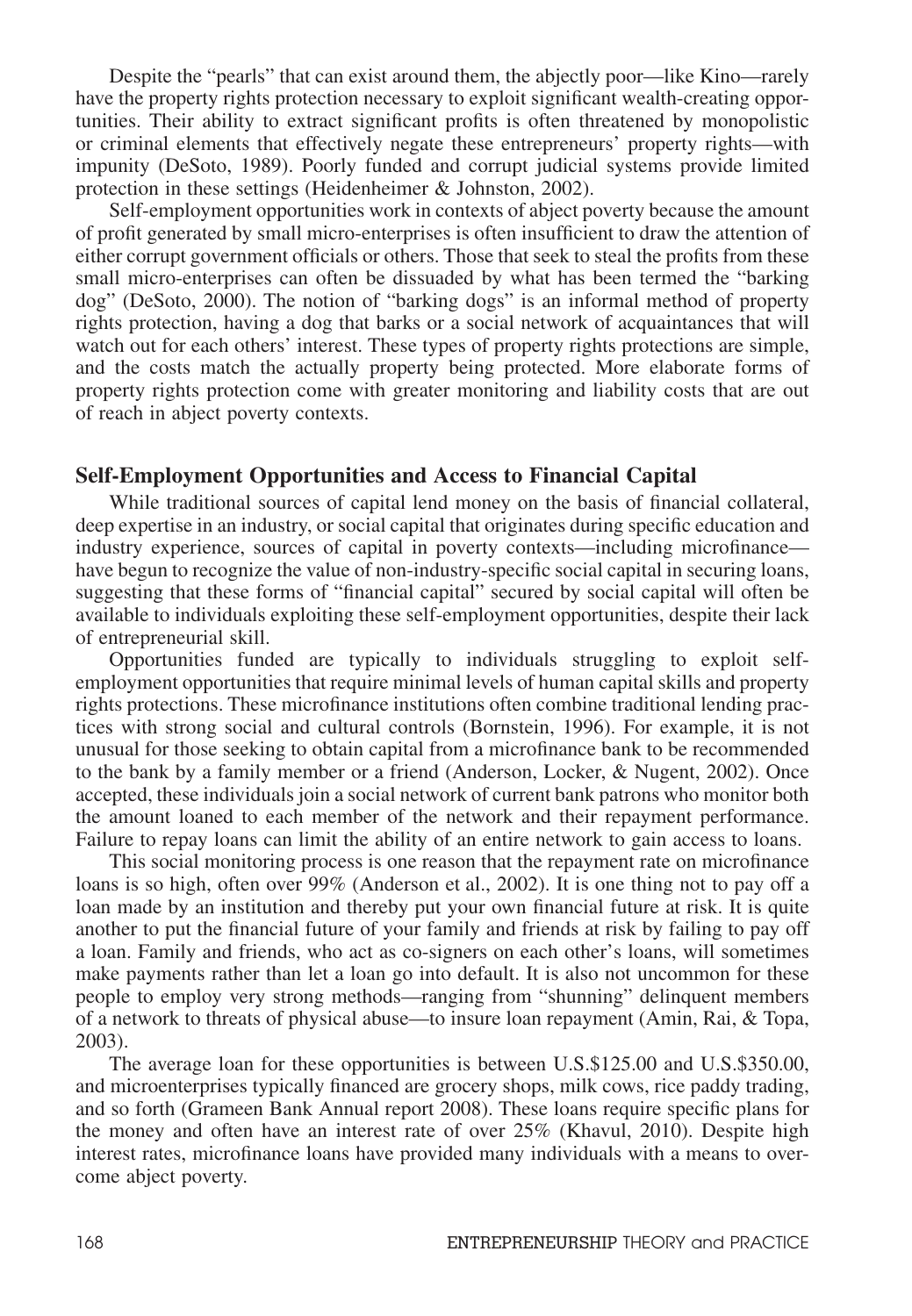Despite the "pearls" that can exist around them, the abjectly poor—like Kino—rarely have the property rights protection necessary to exploit significant wealth-creating opportunities. Their ability to extract significant profits is often threatened by monopolistic or criminal elements that effectively negate these entrepreneurs' property rights—with impunity (DeSoto, 1989). Poorly funded and corrupt judicial systems provide limited protection in these settings (Heidenheimer & Johnston, 2002).

Self-employment opportunities work in contexts of abject poverty because the amount of profit generated by small micro-enterprises is often insufficient to draw the attention of either corrupt government officials or others. Those that seek to steal the profits from these small micro-enterprises can often be dissuaded by what has been termed the "barking dog" (DeSoto, 2000). The notion of "barking dogs" is an informal method of property rights protection, having a dog that barks or a social network of acquaintances that will watch out for each others' interest. These types of property rights protections are simple, and the costs match the actually property being protected. More elaborate forms of property rights protection come with greater monitoring and liability costs that are out of reach in abject poverty contexts.

## Self-Employment Opportunities and Access to Financial Capital

While traditional sources of capital lend money on the basis of financial collateral, deep expertise in an industry, or social capital that originates during specific education and industry experience, sources of capital in poverty contexts—including microfinance—have begun to recognize the value of non-industry-specific social capital in securing loans, suggesting that these forms of "financial capital" secured by social capital will often be available to individuals exploiting these self-employment opportunities, despite their lack of entrepreneurial skill.

Opportunities funded are typically to individuals struggling to exploit self-employment opportunities that require minimal levels of human capital skills and property rights protections. These microfinance institutions often combine traditional lending practices with strong social and cultural controls (Bornstein, 1996). For example, it is not unusual for those seeking to obtain capital from a microfinance bank to be recommended to the bank by a family member or a friend (Anderson, Locker, & Nugent, 2002). Once accepted, these individuals join a social network of current bank patrons who monitor both the amount loaned to each member of the network and their repayment performance. Failure to repay loans can limit the ability of an entire network to gain access to loans.

This social monitoring process is one reason that the repayment rate on microfinance loans is so high, often over 99% (Anderson et al., 2002). It is one thing not to pay off a loan made by an institution and thereby put your own financial future at risk. It is quite another to put the financial future of your family and friends at risk by failing to pay off a loan. Family and friends, who act as co-signers on each other's loans, will sometimes make payments rather than let a loan go into default. It is also not uncommon for these people to employ very strong methods—ranging from "shunning" delinquent members of a network to threats of physical abuse—to insure loan repayment (Amin, Rai, & Topa, 2003).

The average loan for these opportunities is between U.S.$125.00 and U.S.$350.00, and microenterprises typically financed are grocery shops, milk cows, rice paddy trading, and so forth (Grameen Bank Annual report 2008). These loans require specific plans for the money and often have an interest rate of over 25% (Khavul, 2010). Despite high interest rates, microfinance loans have provided many individuals with a means to overcome abject poverty.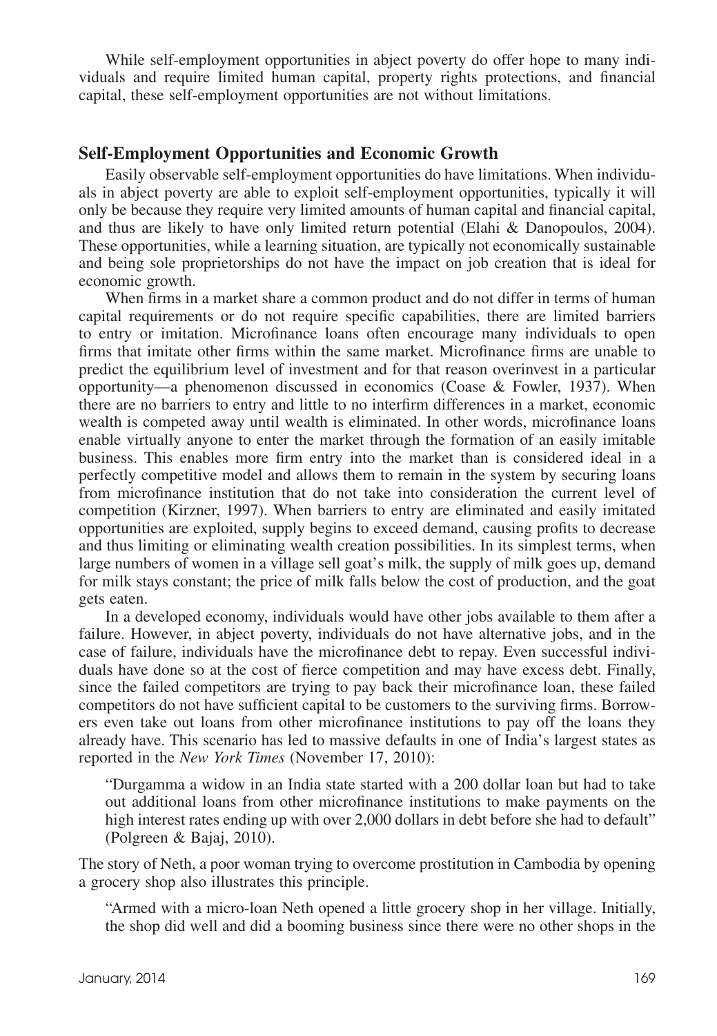While self-employment opportunities in abject poverty do offer hope to many individuals and require limited human capital, property rights protections, and financial capital, these self-employment opportunities are not without limitations.

## Self-Employment Opportunities and Economic Growth

Easily observable self-employment opportunities do have limitations. When individuals in abject poverty are able to exploit self-employment opportunities, typically it will only be because they require very limited amounts of human capital and financial capital, and thus are likely to have only limited return potential (Elahi & Danopoulos, 2004). These opportunities, while a learning situation, are typically not economically sustainable and being sole proprietorships do not have the impact on job creation that is ideal for economic growth.

When firms in a market share a common product and do not differ in terms of human capital requirements or do not require specific capabilities, there are limited barriers to entry or imitation. Microfinance loans often encourage many individuals to open firms that imitate other firms within the same market. Microfinance firms are unable to predict the equilibrium level of investment and for that reason overinvest in a particular opportunity—a phenomenon discussed in economics (Coase & Fowler, 1937). When there are no barriers to entry and little to no interfirm differences in a market, economic wealth is competed away until wealth is eliminated. In other words, microfinance loans enable virtually anyone to enter the market through the formation of an easily imitable business. This enables more firm entry into the market than is considered ideal in a perfectly competitive model and allows them to remain in the system by securing loans from microfinance institution that do not take into consideration the current level of competition (Kirzner, 1997). When barriers to entry are eliminated and easily imitated opportunities are exploited, supply begins to exceed demand, causing profits to decrease and thus limiting or eliminating wealth creation possibilities. In its simplest terms, when large numbers of women in a village sell goat's milk, the supply of milk goes up, demand for milk stays constant; the price of milk falls below the cost of production, and the goat gets eaten.

In a developed economy, individuals would have other jobs available to them after a failure. However, in abject poverty, individuals do not have alternative jobs, and in the case of failure, individuals have the microfinance debt to repay. Even successful individuals have done so at the cost of fierce competition and may have excess debt. Finally, since the failed competitors are trying to pay back their microfinance loan, these failed competitors do not have sufficient capital to be customers to the surviving firms. Borrowers even take out loans from other microfinance institutions to pay off the loans they already have. This scenario has led to massive defaults in one of India's largest states as reported in the *New York Times* (November 17, 2010):

> "Durgamma a widow in an India state started with a 200 dollar loan but had to take out additional loans from other microfinance institutions to make payments on the high interest rates ending up with over 2,000 dollars in debt before she had to default" (Polgreen & Bajaj, 2010).

The story of Neth, a poor woman trying to overcome prostitution in Cambodia by opening a grocery shop also illustrates this principle.

> "Armed with a micro-loan Neth opened a little grocery shop in her village. Initially, the shop did well and did a booming business since there were no other shops in the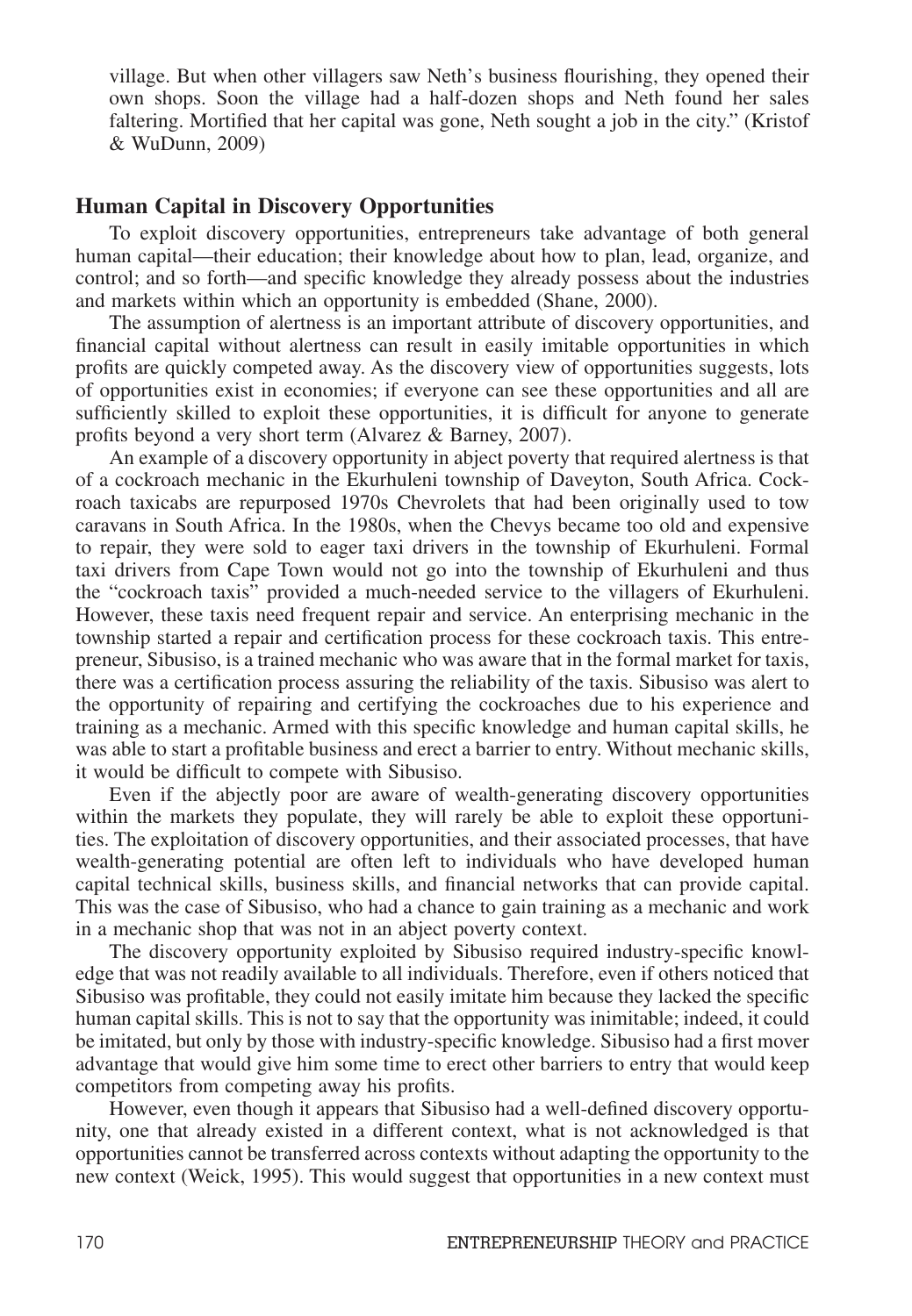village. But when other villagers saw Neth's business flourishing, they opened their own shops. Soon the village had a half-dozen shops and Neth found her sales faltering. Mortified that her capital was gone, Neth sought a job in the city." (Kristof & WuDunn, 2009)

## Human Capital in Discovery Opportunities

To exploit discovery opportunities, entrepreneurs take advantage of both general human capital—their education; their knowledge about how to plan, lead, organize, and control; and so forth—and specific knowledge they already possess about the industries and markets within which an opportunity is embedded (Shane, 2000).

The assumption of alertness is an important attribute of discovery opportunities, and financial capital without alertness can result in easily imitable opportunities in which profits are quickly competed away. As the discovery view of opportunities suggests, lots of opportunities exist in economies; if everyone can see these opportunities and all are sufficiently skilled to exploit these opportunities, it is difficult for anyone to generate profits beyond a very short term (Alvarez & Barney, 2007).

An example of a discovery opportunity in abject poverty that required alertness is that of a cockroach mechanic in the Ekurhuleni township of Daveyton, South Africa. Cockroach taxicabs are repurposed 1970s Chevrolets that had been originally used to tow caravans in South Africa. In the 1980s, when the Chevys became too old and expensive to repair, they were sold to eager taxi drivers in the township of Ekurhuleni. Formal taxi drivers from Cape Town would not go into the township of Ekurhuleni and thus the "cockroach taxis" provided a much-needed service to the villagers of Ekurhuleni. However, these taxis need frequent repair and service. An enterprising mechanic in the township started a repair and certification process for these cockroach taxis. This entrepreneur, Sibusiso, is a trained mechanic who was aware that in the formal market for taxis, there was a certification process assuring the reliability of the taxis. Sibusiso was alert to the opportunity of repairing and certifying the cockroaches due to his experience and training as a mechanic. Armed with this specific knowledge and human capital skills, he was able to start a profitable business and erect a barrier to entry. Without mechanic skills, it would be difficult to compete with Sibusiso.

Even if the abjectly poor are aware of wealth-generating discovery opportunities within the markets they populate, they will rarely be able to exploit these opportunities. The exploitation of discovery opportunities, and their associated processes, that have wealth-generating potential are often left to individuals who have developed human capital technical skills, business skills, and financial networks that can provide capital. This was the case of Sibusiso, who had a chance to gain training as a mechanic and work in a mechanic shop that was not in an abject poverty context.

The discovery opportunity exploited by Sibusiso required industry-specific knowledge that was not readily available to all individuals. Therefore, even if others noticed that Sibusiso was profitable, they could not easily imitate him because they lacked the specific human capital skills. This is not to say that the opportunity was inimitable; indeed, it could be imitated, but only by those with industry-specific knowledge. Sibusiso had a first mover advantage that would give him some time to erect other barriers to entry that would keep competitors from competing away his profits.

However, even though it appears that Sibusiso had a well-defined discovery opportunity, one that already existed in a different context, what is not acknowledged is that opportunities cannot be transferred across contexts without adapting the opportunity to the new context (Weick, 1995). This would suggest that opportunities in a new context must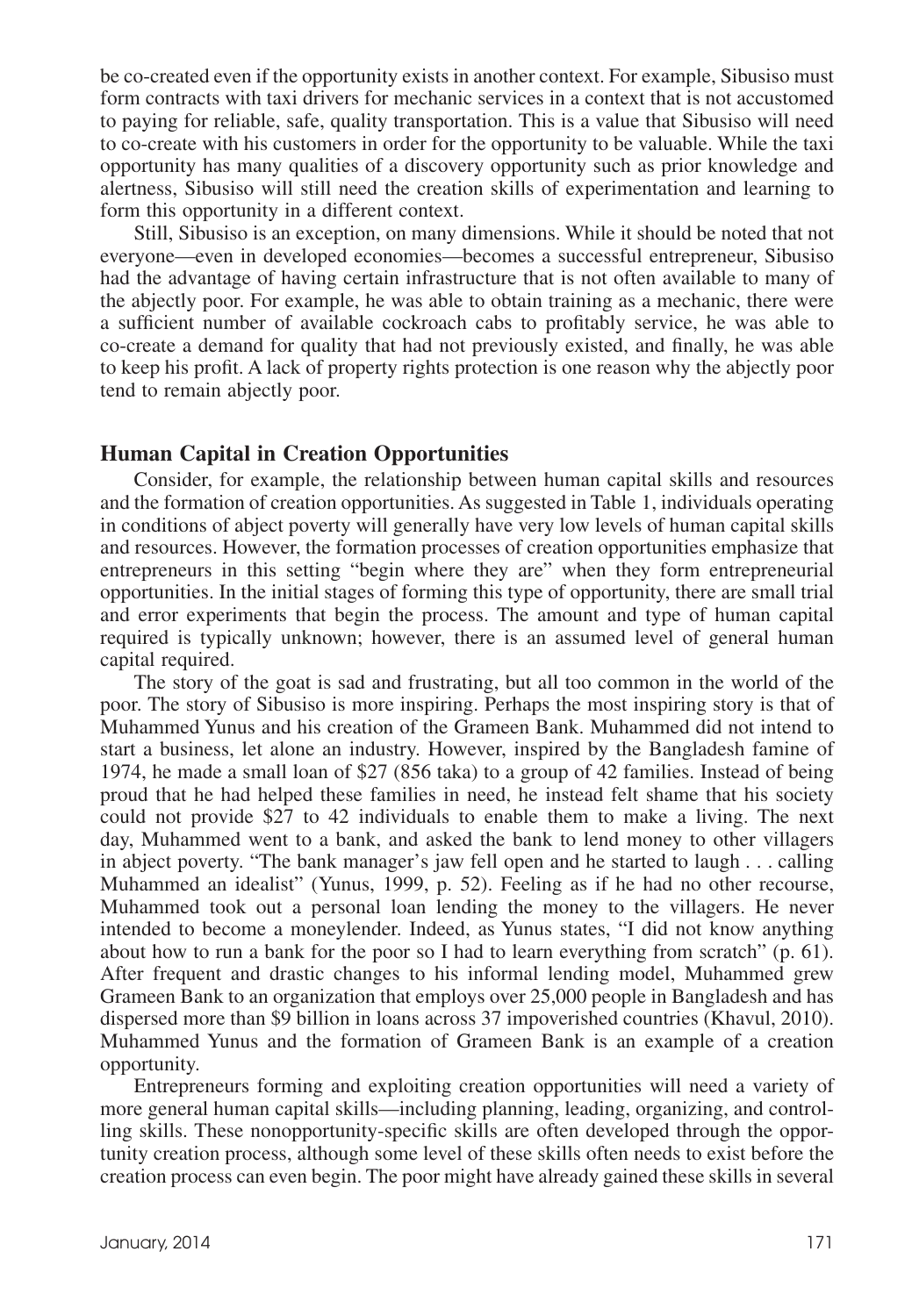be co-created even if the opportunity exists in another context. For example, Sibusiso must form contracts with taxi drivers for mechanic services in a context that is not accustomed to paying for reliable, safe, quality transportation. This is a value that Sibusiso will need to co-create with his customers in order for the opportunity to be valuable. While the taxi opportunity has many qualities of a discovery opportunity such as prior knowledge and alertness, Sibusiso will still need the creation skills of experimentation and learning to form this opportunity in a different context.

Still, Sibusiso is an exception, on many dimensions. While it should be noted that not everyone—even in developed economies—becomes a successful entrepreneur, Sibusiso had the advantage of having certain infrastructure that is not often available to many of the abjectly poor. For example, he was able to obtain training as a mechanic, there were a sufficient number of available cockroach cabs to profitably service, he was able to co-create a demand for quality that had not previously existed, and finally, he was able to keep his profit. A lack of property rights protection is one reason why the abjectly poor tend to remain abjectly poor.

## Human Capital in Creation Opportunities

Consider, for example, the relationship between human capital skills and resources and the formation of creation opportunities. As suggested in Table 1, individuals operating in conditions of abject poverty will generally have very low levels of human capital skills and resources. However, the formation processes of creation opportunities emphasize that entrepreneurs in this setting "begin where they are" when they form entrepreneurial opportunities. In the initial stages of forming this type of opportunity, there are small trial and error experiments that begin the process. The amount and type of human capital required is typically unknown; however, there is an assumed level of general human capital required.

The story of the goat is sad and frustrating, but all too common in the world of the poor. The story of Sibusiso is more inspiring. Perhaps the most inspiring story is that of Muhammed Yunus and his creation of the Grameen Bank. Muhammed did not intend to start a business, let alone an industry. However, inspired by the Bangladesh famine of 1974, he made a small loan of \$27 (856 taka) to a group of 42 families. Instead of being proud that he had helped these families in need, he instead felt shame that his society could not provide \$27 to 42 individuals to enable them to make a living. The next day, Muhammed went to a bank, and asked the bank to lend money to other villagers in abject poverty. "The bank manager's jaw fell open and he started to laugh . . . calling Muhammed an idealist" (Yunus, 1999, p. 52). Feeling as if he had no other recourse, Muhammed took out a personal loan lending the money to the villagers. He never intended to become a moneylender. Indeed, as Yunus states, "I did not know anything about how to run a bank for the poor so I had to learn everything from scratch" (p. 61). After frequent and drastic changes to his informal lending model, Muhammed grew Grameen Bank to an organization that employs over 25,000 people in Bangladesh and has dispersed more than \$9 billion in loans across 37 impoverished countries (Khavul, 2010). Muhammed Yunus and the formation of Grameen Bank is an example of a creation opportunity.

Entrepreneurs forming and exploiting creation opportunities will need a variety of more general human capital skills—including planning, leading, organizing, and controlling skills. These nonopportunity-specific skills are often developed through the opportunity creation process, although some level of these skills often needs to exist before the creation process can even begin. The poor might have already gained these skills in several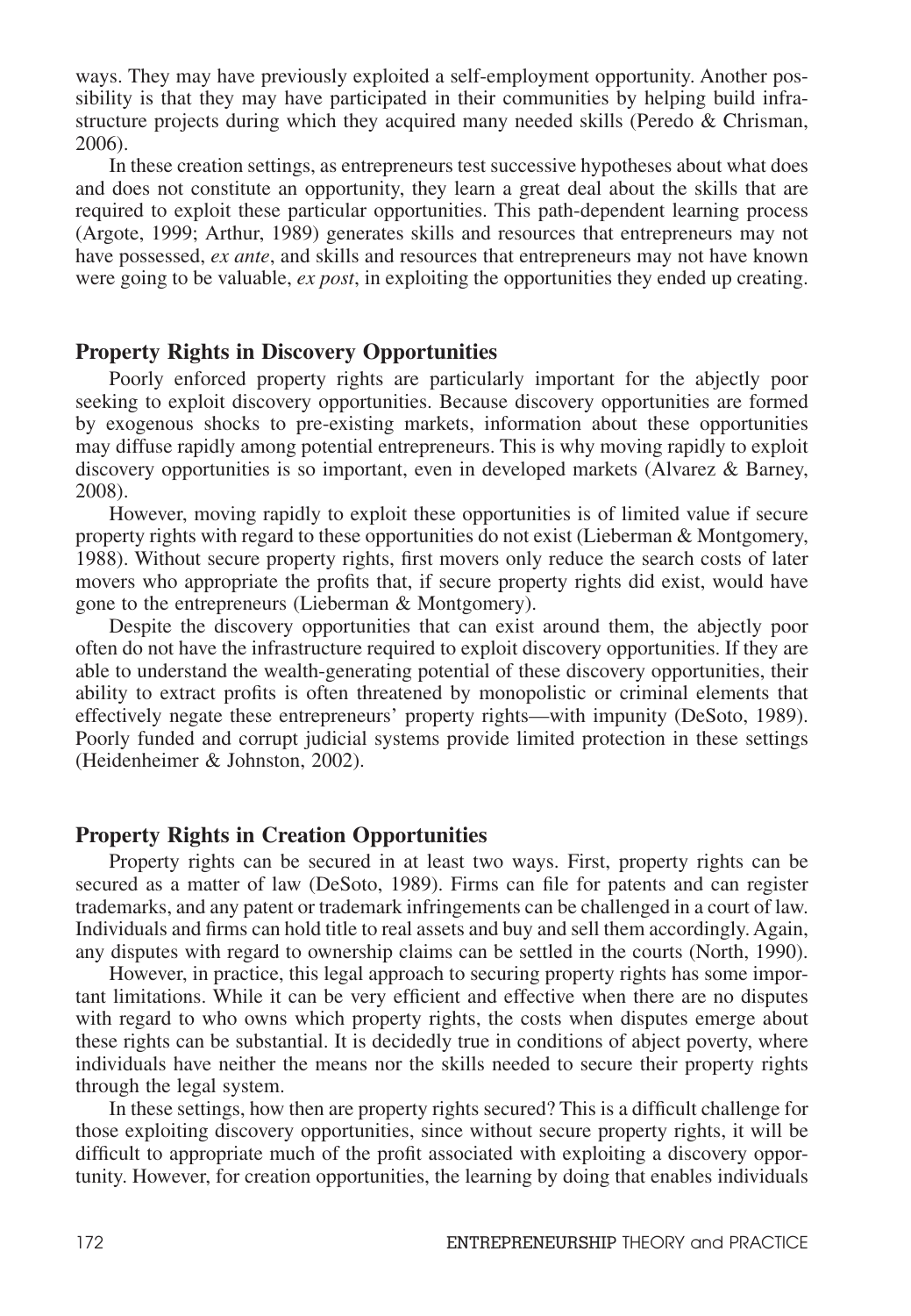ways. They may have previously exploited a self-employment opportunity. Another possibility is that they may have participated in their communities by helping build infrastructure projects during which they acquired many needed skills (Peredo & Chrisman, 2006).

In these creation settings, as entrepreneurs test successive hypotheses about what does and does not constitute an opportunity, they learn a great deal about the skills that are required to exploit these particular opportunities. This path-dependent learning process (Argote, 1999; Arthur, 1989) generates skills and resources that entrepreneurs may not have possessed, *ex ante*, and skills and resources that entrepreneurs may not have known were going to be valuable, *ex post*, in exploiting the opportunities they ended up creating.

## Property Rights in Discovery Opportunities

Poorly enforced property rights are particularly important for the abjectly poor seeking to exploit discovery opportunities. Because discovery opportunities are formed by exogenous shocks to pre-existing markets, information about these opportunities may diffuse rapidly among potential entrepreneurs. This is why moving rapidly to exploit discovery opportunities is so important, even in developed markets (Alvarez & Barney, 2008).

However, moving rapidly to exploit these opportunities is of limited value if secure property rights with regard to these opportunities do not exist (Lieberman & Montgomery, 1988). Without secure property rights, first movers only reduce the search costs of later movers who appropriate the profits that, if secure property rights did exist, would have gone to the entrepreneurs (Lieberman & Montgomery).

Despite the discovery opportunities that can exist around them, the abjectly poor often do not have the infrastructure required to exploit discovery opportunities. If they are able to understand the wealth-generating potential of these discovery opportunities, their ability to extract profits is often threatened by monopolistic or criminal elements that effectively negate these entrepreneurs' property rights—with impunity (DeSoto, 1989). Poorly funded and corrupt judicial systems provide limited protection in these settings (Heidenheimer & Johnston, 2002).

## Property Rights in Creation Opportunities

Property rights can be secured in at least two ways. First, property rights can be secured as a matter of law (DeSoto, 1989). Firms can file for patents and can register trademarks, and any patent or trademark infringements can be challenged in a court of law. Individuals and firms can hold title to real assets and buy and sell them accordingly. Again, any disputes with regard to ownership claims can be settled in the courts (North, 1990).

However, in practice, this legal approach to securing property rights has some important limitations. While it can be very efficient and effective when there are no disputes with regard to who owns which property rights, the costs when disputes emerge about these rights can be substantial. It is decidedly true in conditions of abject poverty, where individuals have neither the means nor the skills needed to secure their property rights through the legal system.

In these settings, how then are property rights secured? This is a difficult challenge for those exploiting discovery opportunities, since without secure property rights, it will be difficult to appropriate much of the profit associated with exploiting a discovery opportunity. However, for creation opportunities, the learning by doing that enables individuals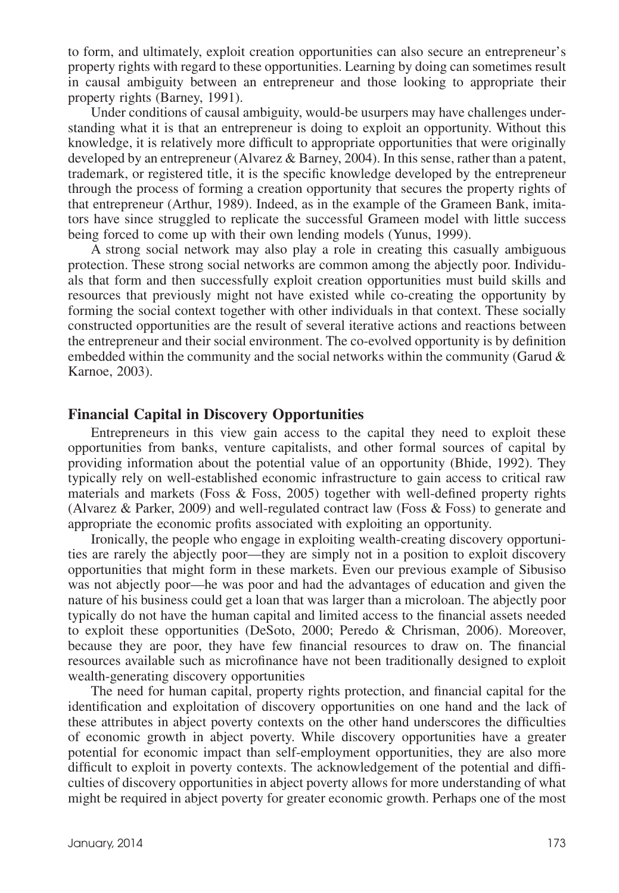to form, and ultimately, exploit creation opportunities can also secure an entrepreneur's property rights with regard to these opportunities. Learning by doing can sometimes result in causal ambiguity between an entrepreneur and those looking to appropriate their property rights (Barney, 1991).

Under conditions of causal ambiguity, would-be usurpers may have challenges understanding what it is that an entrepreneur is doing to exploit an opportunity. Without this knowledge, it is relatively more difficult to appropriate opportunities that were originally developed by an entrepreneur (Alvarez & Barney, 2004). In this sense, rather than a patent, trademark, or registered title, it is the specific knowledge developed by the entrepreneur through the process of forming a creation opportunity that secures the property rights of that entrepreneur (Arthur, 1989). Indeed, as in the example of the Grameen Bank, imitators have since struggled to replicate the successful Grameen model with little success being forced to come up with their own lending models (Yunus, 1999).

A strong social network may also play a role in creating this casually ambiguous protection. These strong social networks are common among the abjectly poor. Individuals that form and then successfully exploit creation opportunities must build skills and resources that previously might not have existed while co-creating the opportunity by forming the social context together with other individuals in that context. These socially constructed opportunities are the result of several iterative actions and reactions between the entrepreneur and their social environment. The co-evolved opportunity is by definition embedded within the community and the social networks within the community (Garud & Karnoe, 2003).

## Financial Capital in Discovery Opportunities

Entrepreneurs in this view gain access to the capital they need to exploit these opportunities from banks, venture capitalists, and other formal sources of capital by providing information about the potential value of an opportunity (Bhide, 1992). They typically rely on well-established economic infrastructure to gain access to critical raw materials and markets (Foss & Foss, 2005) together with well-defined property rights (Alvarez & Parker, 2009) and well-regulated contract law (Foss & Foss) to generate and appropriate the economic profits associated with exploiting an opportunity.

Ironically, the people who engage in exploiting wealth-creating discovery opportunities are rarely the abjectly poor—they are simply not in a position to exploit discovery opportunities that might form in these markets. Even our previous example of Sibusiso was not abjectly poor—he was poor and had the advantages of education and given the nature of his business could get a loan that was larger than a microloan. The abjectly poor typically do not have the human capital and limited access to the financial assets needed to exploit these opportunities (DeSoto, 2000; Peredo & Chrisman, 2006). Moreover, because they are poor, they have few financial resources to draw on. The financial resources available such as microfinance have not been traditionally designed to exploit wealth-generating discovery opportunities

The need for human capital, property rights protection, and financial capital for the identification and exploitation of discovery opportunities on one hand and the lack of these attributes in abject poverty contexts on the other hand underscores the difficulties of economic growth in abject poverty. While discovery opportunities have a greater potential for economic impact than self-employment opportunities, they are also more difficult to exploit in poverty contexts. The acknowledgement of the potential and difficulties of discovery opportunities in abject poverty allows for more understanding of what might be required in abject poverty for greater economic growth. Perhaps one of the most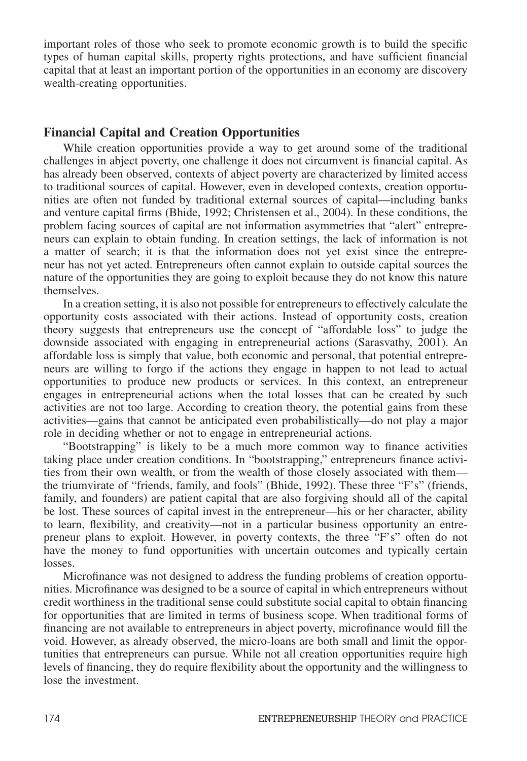important roles of those who seek to promote economic growth is to build the specific types of human capital skills, property rights protections, and have sufficient financial capital that at least an important portion of the opportunities in an economy are discovery wealth-creating opportunities.

## Financial Capital and Creation Opportunities

While creation opportunities provide a way to get around some of the traditional challenges in abject poverty, one challenge it does not circumvent is financial capital. As has already been observed, contexts of abject poverty are characterized by limited access to traditional sources of capital. However, even in developed contexts, creation opportunities are often not funded by traditional external sources of capital—including banks and venture capital firms (Bhide, 1992; Christensen et al., 2004). In these conditions, the problem facing sources of capital are not information asymmetries that "alert" entrepreneurs can explain to obtain funding. In creation settings, the lack of information is not a matter of search; it is that the information does not yet exist since the entrepreneur has not yet acted. Entrepreneurs often cannot explain to outside capital sources the nature of the opportunities they are going to exploit because they do not know this nature themselves.

In a creation setting, it is also not possible for entrepreneurs to effectively calculate the opportunity costs associated with their actions. Instead of opportunity costs, creation theory suggests that entrepreneurs use the concept of "affordable loss" to judge the downside associated with engaging in entrepreneurial actions (Sarasvathy, 2001). An affordable loss is simply that value, both economic and personal, that potential entrepreneurs are willing to forgo if the actions they engage in happen to not lead to actual opportunities to produce new products or services. In this context, an entrepreneur engages in entrepreneurial actions when the total losses that can be created by such activities are not too large. According to creation theory, the potential gains from these activities—gains that cannot be anticipated even probabilistically—do not play a major role in deciding whether or not to engage in entrepreneurial actions.

"Bootstrapping" is likely to be a much more common way to finance activities taking place under creation conditions. In "bootstrapping," entrepreneurs finance activities from their own wealth, or from the wealth of those closely associated with them—the triumvirate of "friends, family, and fools" (Bhide, 1992). These three "F's" (friends, family, and founders) are patient capital that are also forgiving should all of the capital be lost. These sources of capital invest in the entrepreneur—his or her character, ability to learn, flexibility, and creativity—not in a particular business opportunity an entrepreneur plans to exploit. However, in poverty contexts, the three "F's" often do not have the money to fund opportunities with uncertain outcomes and typically certain losses.

Microfinance was not designed to address the funding problems of creation opportunities. Microfinance was designed to be a source of capital in which entrepreneurs without credit worthiness in the traditional sense could substitute social capital to obtain financing for opportunities that are limited in terms of business scope. When traditional forms of financing are not available to entrepreneurs in abject poverty, microfinance would fill the void. However, as already observed, the micro-loans are both small and limit the opportunities that entrepreneurs can pursue. While not all creation opportunities require high levels of financing, they do require flexibility about the opportunity and the willingness to lose the investment.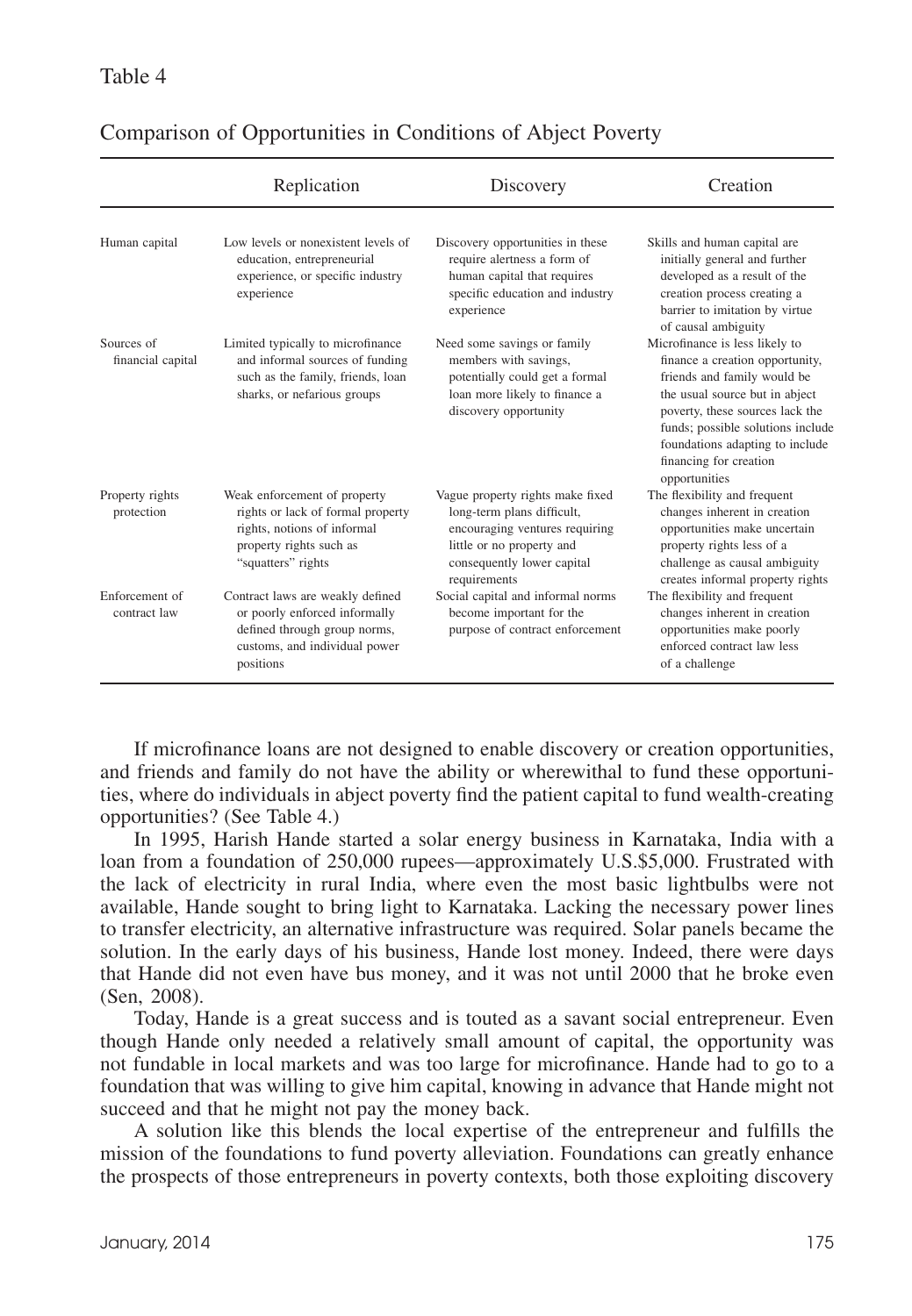Table 4

Comparison of Opportunities in Conditions of Abject Poverty

| | Replication | Discovery | Creation |
|---|---|---|---|
| Human capital | Low levels or nonexistent levels of education, entrepreneurial experience, or specific industry experience | Discovery opportunities in these require alertness a form of human capital that requires specific education and industry experience | Skills and human capital are initially general and further developed as a result of the creation process creating a barrier to imitation by virtue of causal ambiguity |
| Sources of financial capital | Limited typically to microfinance and informal sources of funding such as the family, friends, loan sharks, or nefarious groups | Need some savings or family members with savings, potentially could get a formal loan more likely to finance a discovery opportunity | Microfinance is less likely to finance a creation opportunity, friends and family would be the usual source but in abject poverty, these sources lack the funds; possible solutions include foundations adapting to include financing for creation opportunities |
| Property rights protection | Weak enforcement of property rights or lack of formal property rights, notions of informal property rights such as "squatters" rights | Vague property rights make fixed long-term plans difficult, encouraging ventures requiring little or no property and consequently lower capital requirements | The flexibility and frequent changes inherent in creation opportunities make uncertain property rights less of a challenge as causal ambiguity creates informal property rights |
| Enforcement of contract law | Contract laws are weakly defined or poorly enforced informally defined through group norms, customs, and individual power positions | Social capital and informal norms become important for the purpose of contract enforcement | The flexibility and frequent changes inherent in creation opportunities make poorly enforced contract law less of a challenge |

If microfinance loans are not designed to enable discovery or creation opportunities, and friends and family do not have the ability or wherewithal to fund these opportunities, where do individuals in abject poverty find the patient capital to fund wealth-creating opportunities? (See Table 4.)

In 1995, Harish Hande started a solar energy business in Karnataka, India with a loan from a foundation of 250,000 rupees—approximately U.S.$5,000. Frustrated with the lack of electricity in rural India, where even the most basic lightbulbs were not available, Hande sought to bring light to Karnataka. Lacking the necessary power lines to transfer electricity, an alternative infrastructure was required. Solar panels became the solution. In the early days of his business, Hande lost money. Indeed, there were days that Hande did not even have bus money, and it was not until 2000 that he broke even (Sen, 2008).

Today, Hande is a great success and is touted as a savant social entrepreneur. Even though Hande only needed a relatively small amount of capital, the opportunity was not fundable in local markets and was too large for microfinance. Hande had to go to a foundation that was willing to give him capital, knowing in advance that Hande might not succeed and that he might not pay the money back.

A solution like this blends the local expertise of the entrepreneur and fulfills the mission of the foundations to fund poverty alleviation. Foundations can greatly enhance the prospects of those entrepreneurs in poverty contexts, both those exploiting discovery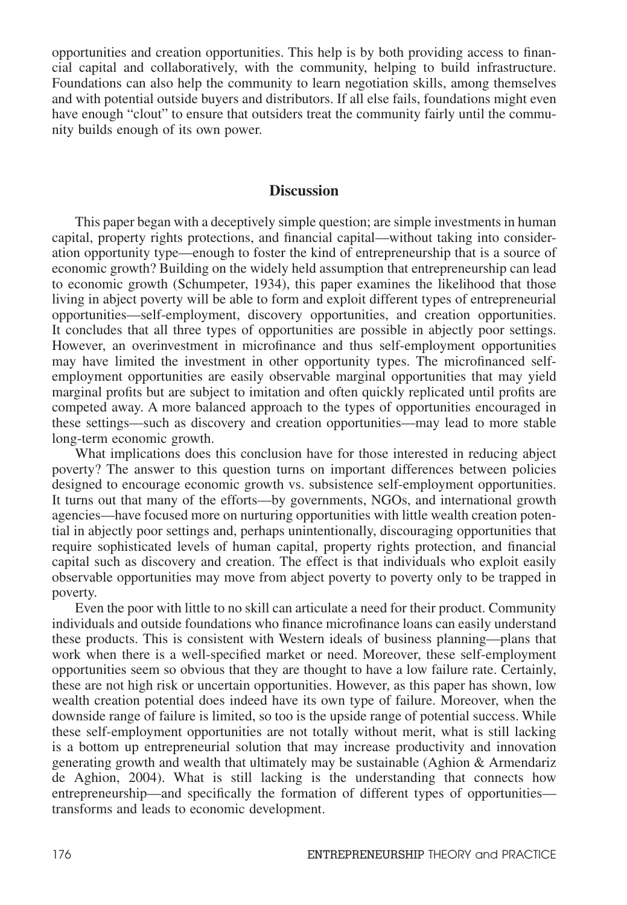opportunities and creation opportunities. This help is by both providing access to financial capital and collaboratively, with the community, helping to build infrastructure. Foundations can also help the community to learn negotiation skills, among themselves and with potential outside buyers and distributors. If all else fails, foundations might even have enough "clout" to ensure that outsiders treat the community fairly until the community builds enough of its own power.

## Discussion

This paper began with a deceptively simple question; are simple investments in human capital, property rights protections, and financial capital—without taking into consideration opportunity type—enough to foster the kind of entrepreneurship that is a source of economic growth? Building on the widely held assumption that entrepreneurship can lead to economic growth (Schumpeter, 1934), this paper examines the likelihood that those living in abject poverty will be able to form and exploit different types of entrepreneurial opportunities—self-employment, discovery opportunities, and creation opportunities. It concludes that all three types of opportunities are possible in abjectly poor settings. However, an overinvestment in microfinance and thus self-employment opportunities may have limited the investment in other opportunity types. The microfinanced self-employment opportunities are easily observable marginal opportunities that may yield marginal profits but are subject to imitation and often quickly replicated until profits are competed away. A more balanced approach to the types of opportunities encouraged in these settings—such as discovery and creation opportunities—may lead to more stable long-term economic growth.

What implications does this conclusion have for those interested in reducing abject poverty? The answer to this question turns on important differences between policies designed to encourage economic growth vs. subsistence self-employment opportunities. It turns out that many of the efforts—by governments, NGOs, and international growth agencies—have focused more on nurturing opportunities with little wealth creation potential in abjectly poor settings and, perhaps unintentionally, discouraging opportunities that require sophisticated levels of human capital, property rights protection, and financial capital such as discovery and creation. The effect is that individuals who exploit easily observable opportunities may move from abject poverty to poverty only to be trapped in poverty.

Even the poor with little to no skill can articulate a need for their product. Community individuals and outside foundations who finance microfinance loans can easily understand these products. This is consistent with Western ideals of business planning—plans that work when there is a well-specified market or need. Moreover, these self-employment opportunities seem so obvious that they are thought to have a low failure rate. Certainly, these are not high risk or uncertain opportunities. However, as this paper has shown, low wealth creation potential does indeed have its own type of failure. Moreover, when the downside range of failure is limited, so too is the upside range of potential success. While these self-employment opportunities are not totally without merit, what is still lacking is a bottom up entrepreneurial solution that may increase productivity and innovation generating growth and wealth that ultimately may be sustainable (Aghion & Armendariz de Aghion, 2004). What is still lacking is the understanding that connects how entrepreneurship—and specifically the formation of different types of opportunities—transforms and leads to economic development.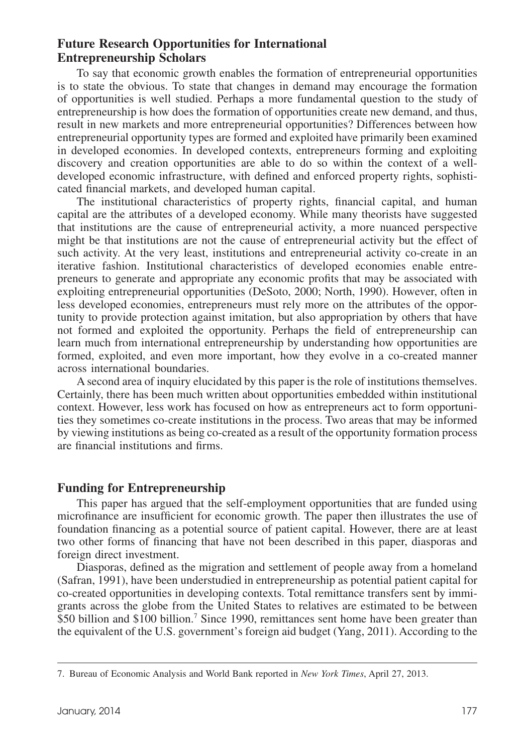## Future Research Opportunities for International Entrepreneurship Scholars

To say that economic growth enables the formation of entrepreneurial opportunities is to state the obvious. To state that changes in demand may encourage the formation of opportunities is well studied. Perhaps a more fundamental question to the study of entrepreneurship is how does the formation of opportunities create new demand, and thus, result in new markets and more entrepreneurial opportunities? Differences between how entrepreneurial opportunity types are formed and exploited have primarily been examined in developed economies. In developed contexts, entrepreneurs forming and exploiting discovery and creation opportunities are able to do so within the context of a well-developed economic infrastructure, with defined and enforced property rights, sophisticated financial markets, and developed human capital.

The institutional characteristics of property rights, financial capital, and human capital are the attributes of a developed economy. While many theorists have suggested that institutions are the cause of entrepreneurial activity, a more nuanced perspective might be that institutions are not the cause of entrepreneurial activity but the effect of such activity. At the very least, institutions and entrepreneurial activity co-create in an iterative fashion. Institutional characteristics of developed economies enable entrepreneurs to generate and appropriate any economic profits that may be associated with exploiting entrepreneurial opportunities (DeSoto, 2000; North, 1990). However, often in less developed economies, entrepreneurs must rely more on the attributes of the opportunity to provide protection against imitation, but also appropriation by others that have not formed and exploited the opportunity. Perhaps the field of entrepreneurship can learn much from international entrepreneurship by understanding how opportunities are formed, exploited, and even more important, how they evolve in a co-created manner across international boundaries.

A second area of inquiry elucidated by this paper is the role of institutions themselves. Certainly, there has been much written about opportunities embedded within institutional context. However, less work has focused on how as entrepreneurs act to form opportunities they sometimes co-create institutions in the process. Two areas that may be informed by viewing institutions as being co-created as a result of the opportunity formation process are financial institutions and firms.

## Funding for Entrepreneurship

This paper has argued that the self-employment opportunities that are funded using microfinance are insufficient for economic growth. The paper then illustrates the use of foundation financing as a potential source of patient capital. However, there are at least two other forms of financing that have not been described in this paper, diasporas and foreign direct investment.

Diasporas, defined as the migration and settlement of people away from a homeland (Safran, 1991), have been understudied in entrepreneurship as potential patient capital for co-created opportunities in developing contexts. Total remittance transfers sent by immigrants across the globe from the United States to relatives are estimated to be between \$50 billion and \$100 billion.[7] Since 1990, remittances sent home have been greater than the equivalent of the U.S. government's foreign aid budget (Yang, 2011). According to the

7. Bureau of Economic Analysis and World Bank reported in *New York Times*, April 27, 2013.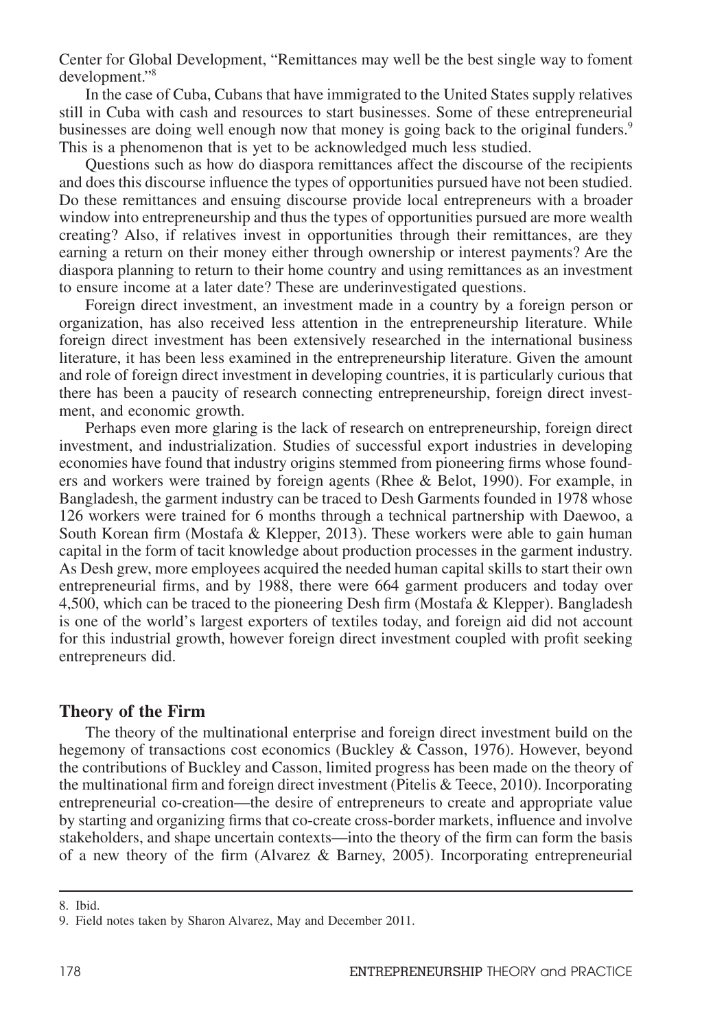Center for Global Development, "Remittances may well be the best single way to foment development."[8]

In the case of Cuba, Cubans that have immigrated to the United States supply relatives still in Cuba with cash and resources to start businesses. Some of these entrepreneurial businesses are doing well enough now that money is going back to the original funders.[9] This is a phenomenon that is yet to be acknowledged much less studied.

Questions such as how do diaspora remittances affect the discourse of the recipients and does this discourse influence the types of opportunities pursued have not been studied. Do these remittances and ensuing discourse provide local entrepreneurs with a broader window into entrepreneurship and thus the types of opportunities pursued are more wealth creating? Also, if relatives invest in opportunities through their remittances, are they earning a return on their money either through ownership or interest payments? Are the diaspora planning to return to their home country and using remittances as an investment to ensure income at a later date? These are underinvestigated questions.

Foreign direct investment, an investment made in a country by a foreign person or organization, has also received less attention in the entrepreneurship literature. While foreign direct investment has been extensively researched in the international business literature, it has been less examined in the entrepreneurship literature. Given the amount and role of foreign direct investment in developing countries, it is particularly curious that there has been a paucity of research connecting entrepreneurship, foreign direct investment, and economic growth.

Perhaps even more glaring is the lack of research on entrepreneurship, foreign direct investment, and industrialization. Studies of successful export industries in developing economies have found that industry origins stemmed from pioneering firms whose founders and workers were trained by foreign agents (Rhee & Belot, 1990). For example, in Bangladesh, the garment industry can be traced to Desh Garments founded in 1978 whose 126 workers were trained for 6 months through a technical partnership with Daewoo, a South Korean firm (Mostafa & Klepper, 2013). These workers were able to gain human capital in the form of tacit knowledge about production processes in the garment industry. As Desh grew, more employees acquired the needed human capital skills to start their own entrepreneurial firms, and by 1988, there were 664 garment producers and today over 4,500, which can be traced to the pioneering Desh firm (Mostafa & Klepper). Bangladesh is one of the world's largest exporters of textiles today, and foreign aid did not account for this industrial growth, however foreign direct investment coupled with profit seeking entrepreneurs did.

## Theory of the Firm

The theory of the multinational enterprise and foreign direct investment build on the hegemony of transactions cost economics (Buckley & Casson, 1976). However, beyond the contributions of Buckley and Casson, limited progress has been made on the theory of the multinational firm and foreign direct investment (Pitelis & Teece, 2010). Incorporating entrepreneurial co-creation—the desire of entrepreneurs to create and appropriate value by starting and organizing firms that co-create cross-border markets, influence and involve stakeholders, and shape uncertain contexts—into the theory of the firm can form the basis of a new theory of the firm (Alvarez & Barney, 2005). Incorporating entrepreneurial

---

8. Ibid.

9. Field notes taken by Sharon Alvarez, May and December 2011.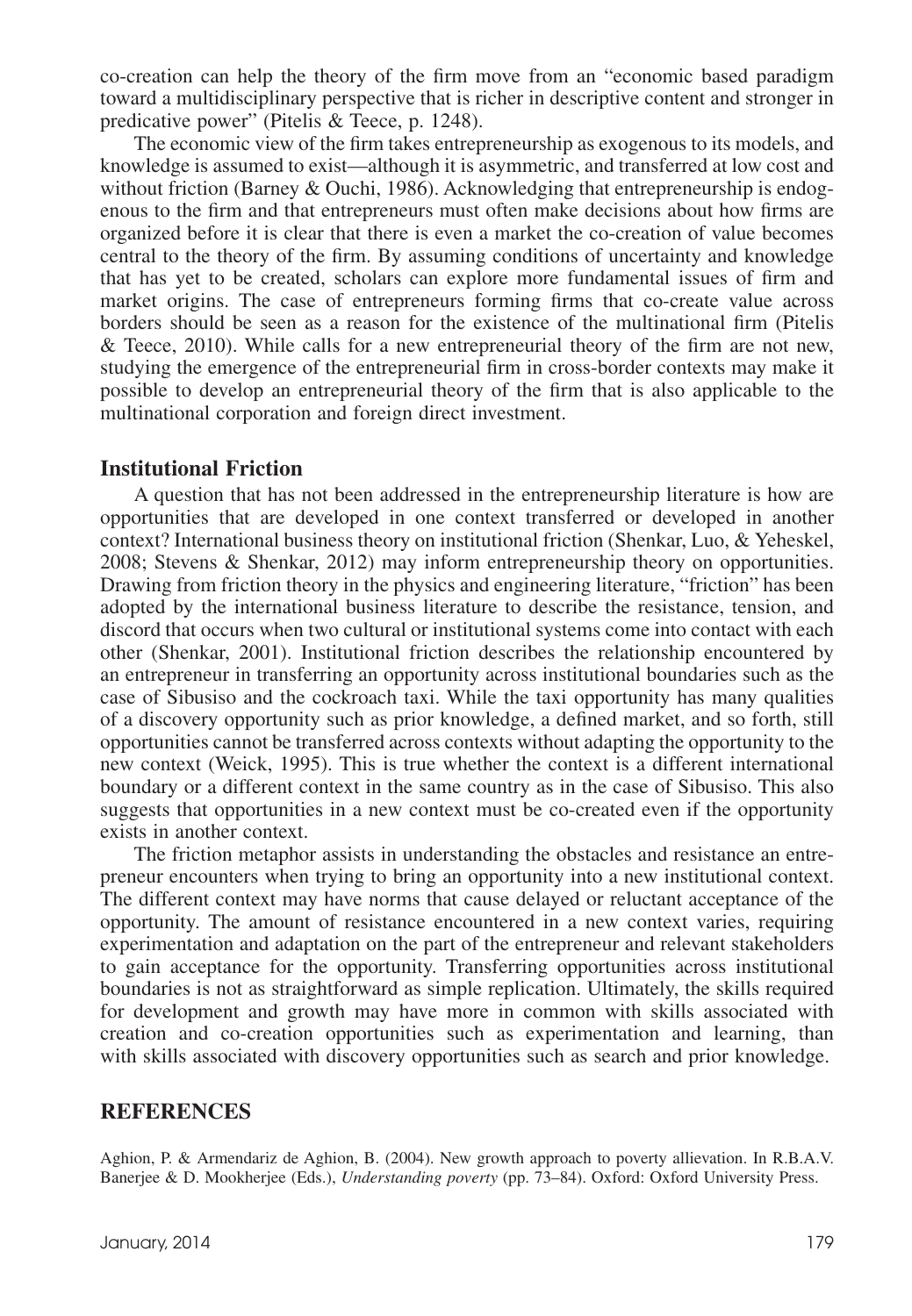co-creation can help the theory of the firm move from an "economic based paradigm toward a multidisciplinary perspective that is richer in descriptive content and stronger in predicative power" (Pitelis & Teece, p. 1248).

The economic view of the firm takes entrepreneurship as exogenous to its models, and knowledge is assumed to exist—although it is asymmetric, and transferred at low cost and without friction (Barney & Ouchi, 1986). Acknowledging that entrepreneurship is endogenous to the firm and that entrepreneurs must often make decisions about how firms are organized before it is clear that there is even a market the co-creation of value becomes central to the theory of the firm. By assuming conditions of uncertainty and knowledge that has yet to be created, scholars can explore more fundamental issues of firm and market origins. The case of entrepreneurs forming firms that co-create value across borders should be seen as a reason for the existence of the multinational firm (Pitelis & Teece, 2010). While calls for a new entrepreneurial theory of the firm are not new, studying the emergence of the entrepreneurial firm in cross-border contexts may make it possible to develop an entrepreneurial theory of the firm that is also applicable to the multinational corporation and foreign direct investment.

## Institutional Friction

A question that has not been addressed in the entrepreneurship literature is how are opportunities that are developed in one context transferred or developed in another context? International business theory on institutional friction (Shenkar, Luo, & Yeheskel, 2008; Stevens & Shenkar, 2012) may inform entrepreneurship theory on opportunities. Drawing from friction theory in the physics and engineering literature, "friction" has been adopted by the international business literature to describe the resistance, tension, and discord that occurs when two cultural or institutional systems come into contact with each other (Shenkar, 2001). Institutional friction describes the relationship encountered by an entrepreneur in transferring an opportunity across institutional boundaries such as the case of Sibusiso and the cockroach taxi. While the taxi opportunity has many qualities of a discovery opportunity such as prior knowledge, a defined market, and so forth, still opportunities cannot be transferred across contexts without adapting the opportunity to the new context (Weick, 1995). This is true whether the context is a different international boundary or a different context in the same country as in the case of Sibusiso. This also suggests that opportunities in a new context must be co-created even if the opportunity exists in another context.

The friction metaphor assists in understanding the obstacles and resistance an entrepreneur encounters when trying to bring an opportunity into a new institutional context. The different context may have norms that cause delayed or reluctant acceptance of the opportunity. The amount of resistance encountered in a new context varies, requiring experimentation and adaptation on the part of the entrepreneur and relevant stakeholders to gain acceptance for the opportunity. Transferring opportunities across institutional boundaries is not as straightforward as simple replication. Ultimately, the skills required for development and growth may have more in common with skills associated with creation and co-creation opportunities such as experimentation and learning, than with skills associated with discovery opportunities such as search and prior knowledge.

## REFERENCES

Aghion, P. & Armendariz de Aghion, B. (2004). New growth approach to poverty allievation. In R.B.A.V. Banerjee & D. Mookherjee (Eds.), *Understanding poverty* (pp. 73–84). Oxford: Oxford University Press.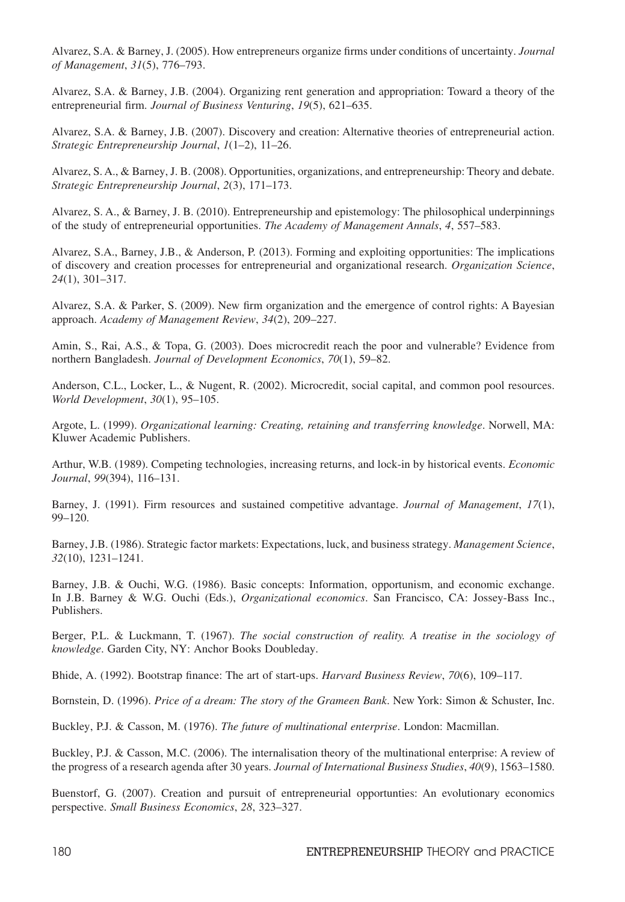Alvarez, S.A. & Barney, J. (2005). How entrepreneurs organize firms under conditions of uncertainty. *Journal of Management*, *31*(5), 776–793.

Alvarez, S.A. & Barney, J.B. (2004). Organizing rent generation and appropriation: Toward a theory of the entrepreneurial firm. *Journal of Business Venturing*, *19*(5), 621–635.

Alvarez, S.A. & Barney, J.B. (2007). Discovery and creation: Alternative theories of entrepreneurial action. *Strategic Entrepreneurship Journal*, *1*(1–2), 11–26.

Alvarez, S. A., & Barney, J. B. (2008). Opportunities, organizations, and entrepreneurship: Theory and debate. *Strategic Entrepreneurship Journal*, *2*(3), 171–173.

Alvarez, S. A., & Barney, J. B. (2010). Entrepreneurship and epistemology: The philosophical underpinnings of the study of entrepreneurial opportunities. *The Academy of Management Annals*, *4*, 557–583.

Alvarez, S.A., Barney, J.B., & Anderson, P. (2013). Forming and exploiting opportunities: The implications of discovery and creation processes for entrepreneurial and organizational research. *Organization Science*, *24*(1), 301–317.

Alvarez, S.A. & Parker, S. (2009). New firm organization and the emergence of control rights: A Bayesian approach. *Academy of Management Review*, *34*(2), 209–227.

Amin, S., Rai, A.S., & Topa, G. (2003). Does microcredit reach the poor and vulnerable? Evidence from northern Bangladesh. *Journal of Development Economics*, *70*(1), 59–82.

Anderson, C.L., Locker, L., & Nugent, R. (2002). Microcredit, social capital, and common pool resources. *World Development*, *30*(1), 95–105.

Argote, L. (1999). *Organizational learning: Creating, retaining and transferring knowledge*. Norwell, MA: Kluwer Academic Publishers.

Arthur, W.B. (1989). Competing technologies, increasing returns, and lock-in by historical events. *Economic Journal*, *99*(394), 116–131.

Barney, J. (1991). Firm resources and sustained competitive advantage. *Journal of Management*, *17*(1), 99–120.

Barney, J.B. (1986). Strategic factor markets: Expectations, luck, and business strategy. *Management Science*, *32*(10), 1231–1241.

Barney, J.B. & Ouchi, W.G. (1986). Basic concepts: Information, opportunism, and economic exchange. In J.B. Barney & W.G. Ouchi (Eds.), *Organizational economics*. San Francisco, CA: Jossey-Bass Inc., Publishers.

Berger, P.L. & Luckmann, T. (1967). *The social construction of reality. A treatise in the sociology of knowledge*. Garden City, NY: Anchor Books Doubleday.

Bhide, A. (1992). Bootstrap finance: The art of start-ups. *Harvard Business Review*, *70*(6), 109–117.

Bornstein, D. (1996). *Price of a dream: The story of the Grameen Bank*. New York: Simon & Schuster, Inc.

Buckley, P.J. & Casson, M. (1976). *The future of multinational enterprise*. London: Macmillan.

Buckley, P.J. & Casson, M.C. (2006). The internalisation theory of the multinational enterprise: A review of the progress of a research agenda after 30 years. *Journal of International Business Studies*, *40*(9), 1563–1580.

Buenstorf, G. (2007). Creation and pursuit of entrepreneurial opportunties: An evolutionary economics perspective. *Small Business Economics*, *28*, 323–327.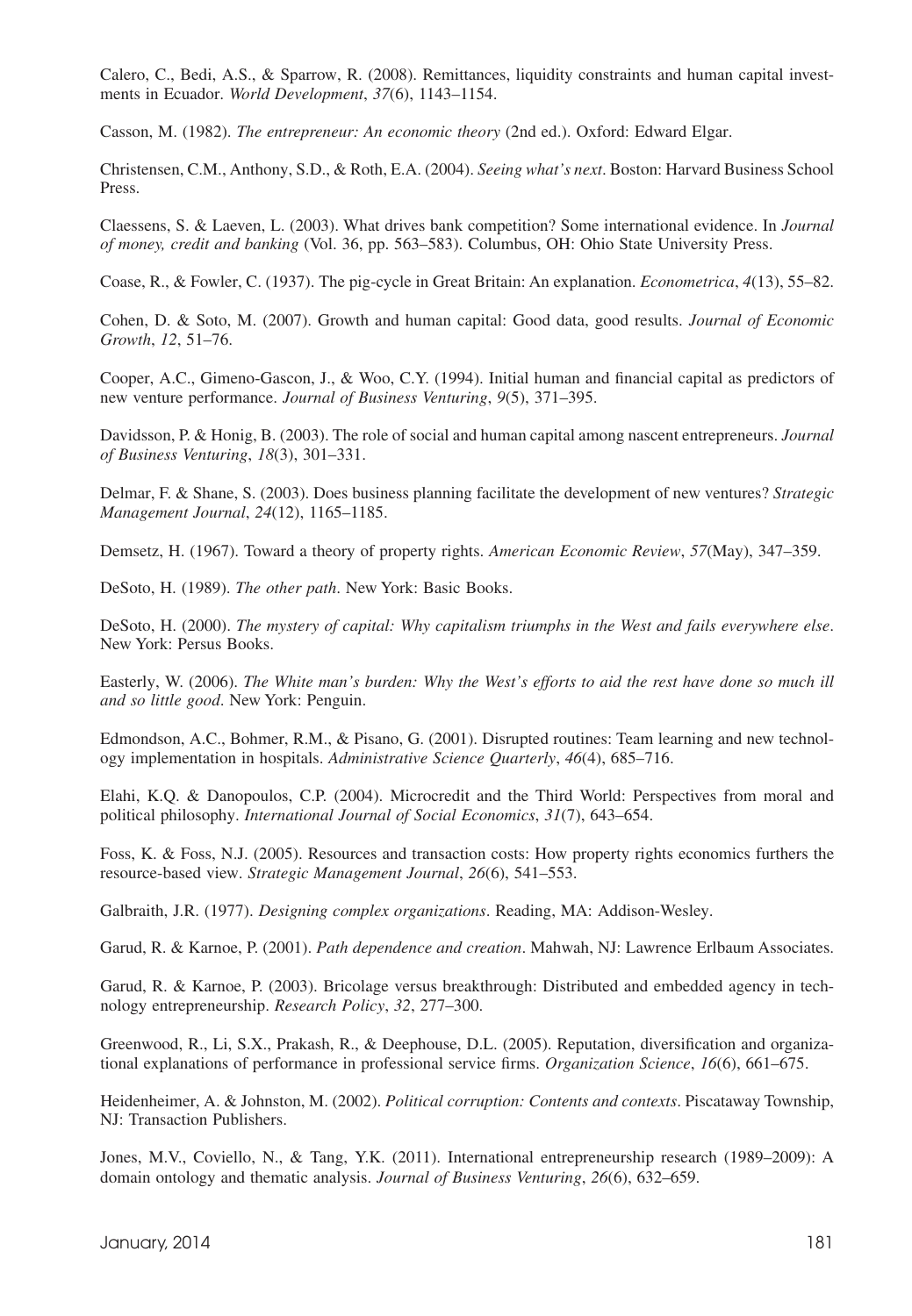Calero, C., Bedi, A.S., & Sparrow, R. (2008). Remittances, liquidity constraints and human capital investments in Ecuador. *World Development*, *37*(6), 1143–1154.

Casson, M. (1982). *The entrepreneur: An economic theory* (2nd ed.). Oxford: Edward Elgar.

Christensen, C.M., Anthony, S.D., & Roth, E.A. (2004). *Seeing what's next*. Boston: Harvard Business School Press.

Claessens, S. & Laeven, L. (2003). What drives bank competition? Some international evidence. In *Journal of money, credit and banking* (Vol. 36, pp. 563–583). Columbus, OH: Ohio State University Press.

Coase, R., & Fowler, C. (1937). The pig-cycle in Great Britain: An explanation. *Econometrica*, *4*(13), 55–82.

Cohen, D. & Soto, M. (2007). Growth and human capital: Good data, good results. *Journal of Economic Growth*, *12*, 51–76.

Cooper, A.C., Gimeno-Gascon, J., & Woo, C.Y. (1994). Initial human and financial capital as predictors of new venture performance. *Journal of Business Venturing*, *9*(5), 371–395.

Davidsson, P. & Honig, B. (2003). The role of social and human capital among nascent entrepreneurs. *Journal of Business Venturing*, *18*(3), 301–331.

Delmar, F. & Shane, S. (2003). Does business planning facilitate the development of new ventures? *Strategic Management Journal*, *24*(12), 1165–1185.

Demsetz, H. (1967). Toward a theory of property rights. *American Economic Review*, *57*(May), 347–359.

DeSoto, H. (1989). *The other path*. New York: Basic Books.

DeSoto, H. (2000). *The mystery of capital: Why capitalism triumphs in the West and fails everywhere else*. New York: Persus Books.

Easterly, W. (2006). *The White man's burden: Why the West's efforts to aid the rest have done so much ill and so little good*. New York: Penguin.

Edmondson, A.C., Bohmer, R.M., & Pisano, G. (2001). Disrupted routines: Team learning and new technology implementation in hospitals. *Administrative Science Quarterly*, *46*(4), 685–716.

Elahi, K.Q. & Danopoulos, C.P. (2004). Microcredit and the Third World: Perspectives from moral and political philosophy. *International Journal of Social Economics*, *31*(7), 643–654.

Foss, K. & Foss, N.J. (2005). Resources and transaction costs: How property rights economics furthers the resource-based view. *Strategic Management Journal*, *26*(6), 541–553.

Galbraith, J.R. (1977). *Designing complex organizations*. Reading, MA: Addison-Wesley.

Garud, R. & Karnoe, P. (2001). *Path dependence and creation*. Mahwah, NJ: Lawrence Erlbaum Associates.

Garud, R. & Karnoe, P. (2003). Bricolage versus breakthrough: Distributed and embedded agency in technology entrepreneurship. *Research Policy*, *32*, 277–300.

Greenwood, R., Li, S.X., Prakash, R., & Deephouse, D.L. (2005). Reputation, diversification and organizational explanations of performance in professional service firms. *Organization Science*, *16*(6), 661–675.

Heidenheimer, A. & Johnston, M. (2002). *Political corruption: Contents and contexts*. Piscataway Township, NJ: Transaction Publishers.

Jones, M.V., Coviello, N., & Tang, Y.K. (2011). International entrepreneurship research (1989–2009): A domain ontology and thematic analysis. *Journal of Business Venturing*, *26*(6), 632–659.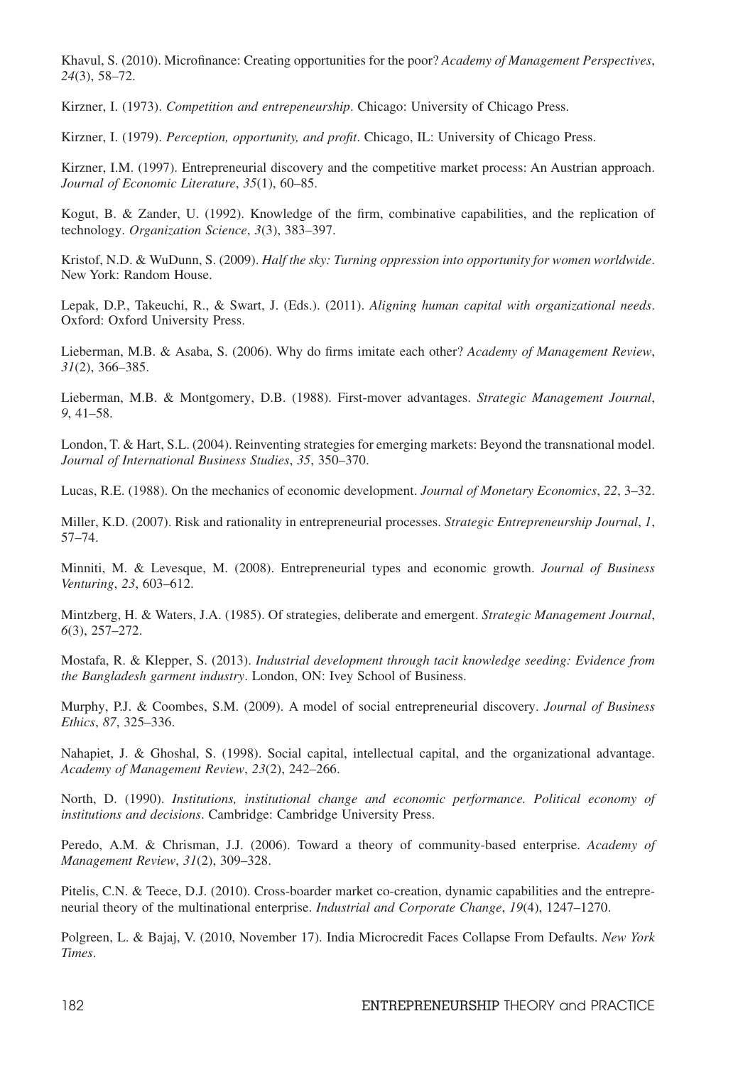Khavul, S. (2010). Microfinance: Creating opportunities for the poor? *Academy of Management Perspectives*, *24*(3), 58–72.

Kirzner, I. (1973). *Competition and entrepeneurship*. Chicago: University of Chicago Press.

Kirzner, I. (1979). *Perception, opportunity, and profit*. Chicago, IL: University of Chicago Press.

Kirzner, I.M. (1997). Entrepreneurial discovery and the competitive market process: An Austrian approach. *Journal of Economic Literature*, *35*(1), 60–85.

Kogut, B. & Zander, U. (1992). Knowledge of the firm, combinative capabilities, and the replication of technology. *Organization Science*, *3*(3), 383–397.

Kristof, N.D. & WuDunn, S. (2009). *Half the sky: Turning oppression into opportunity for women worldwide*. New York: Random House.

Lepak, D.P., Takeuchi, R., & Swart, J. (Eds.). (2011). *Aligning human capital with organizational needs*. Oxford: Oxford University Press.

Lieberman, M.B. & Asaba, S. (2006). Why do firms imitate each other? *Academy of Management Review*, *31*(2), 366–385.

Lieberman, M.B. & Montgomery, D.B. (1988). First-mover advantages. *Strategic Management Journal*, *9*, 41–58.

London, T. & Hart, S.L. (2004). Reinventing strategies for emerging markets: Beyond the transnational model. *Journal of International Business Studies*, *35*, 350–370.

Lucas, R.E. (1988). On the mechanics of economic development. *Journal of Monetary Economics*, *22*, 3–32.

Miller, K.D. (2007). Risk and rationality in entrepreneurial processes. *Strategic Entrepreneurship Journal*, *1*, 57–74.

Minniti, M. & Levesque, M. (2008). Entrepreneurial types and economic growth. *Journal of Business Venturing*, *23*, 603–612.

Mintzberg, H. & Waters, J.A. (1985). Of strategies, deliberate and emergent. *Strategic Management Journal*, *6*(3), 257–272.

Mostafa, R. & Klepper, S. (2013). *Industrial development through tacit knowledge seeding: Evidence from the Bangladesh garment industry*. London, ON: Ivey School of Business.

Murphy, P.J. & Coombes, S.M. (2009). A model of social entrepreneurial discovery. *Journal of Business Ethics*, *87*, 325–336.

Nahapiet, J. & Ghoshal, S. (1998). Social capital, intellectual capital, and the organizational advantage. *Academy of Management Review*, *23*(2), 242–266.

North, D. (1990). *Institutions, institutional change and economic performance. Political economy of institutions and decisions*. Cambridge: Cambridge University Press.

Peredo, A.M. & Chrisman, J.J. (2006). Toward a theory of community-based enterprise. *Academy of Management Review*, *31*(2), 309–328.

Pitelis, C.N. & Teece, D.J. (2010). Cross-boarder market co-creation, dynamic capabilities and the entrepreneurial theory of the multinational enterprise. *Industrial and Corporate Change*, *19*(4), 1247–1270.

Polgreen, L. & Bajaj, V. (2010, November 17). India Microcredit Faces Collapse From Defaults. *New York Times*.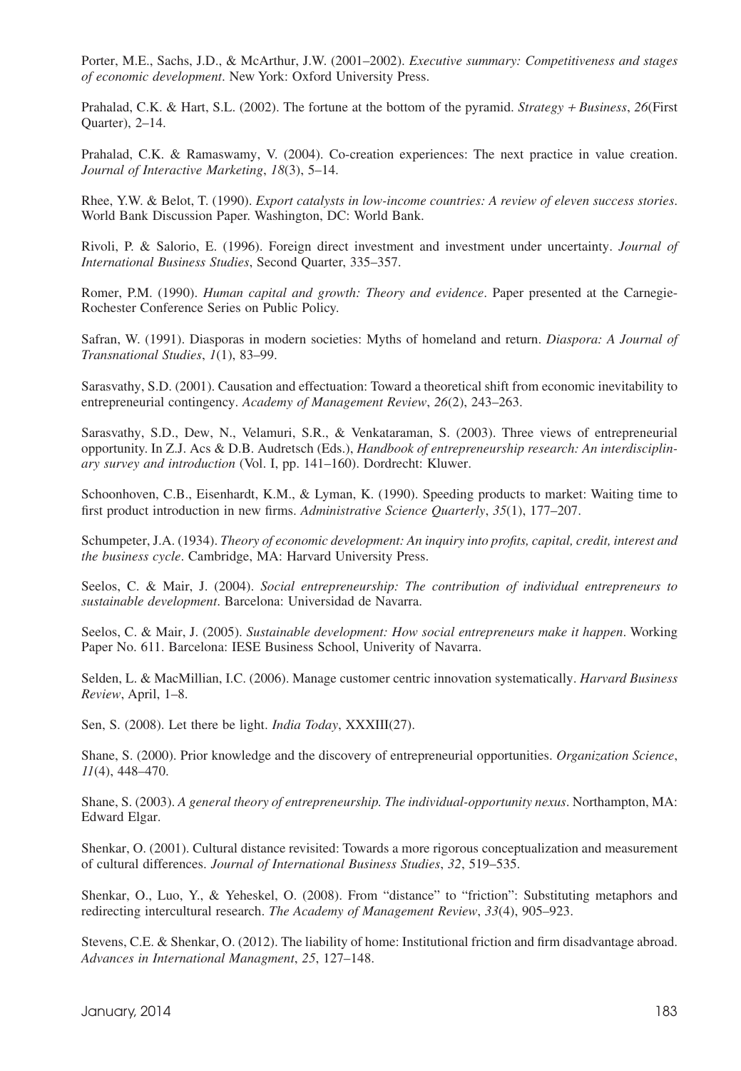Porter, M.E., Sachs, J.D., & McArthur, J.W. (2001–2002). *Executive summary: Competitiveness and stages of economic development*. New York: Oxford University Press.

Prahalad, C.K. & Hart, S.L. (2002). The fortune at the bottom of the pyramid. *Strategy + Business*, *26*(First Quarter), 2–14.

Prahalad, C.K. & Ramaswamy, V. (2004). Co-creation experiences: The next practice in value creation. *Journal of Interactive Marketing*, *18*(3), 5–14.

Rhee, Y.W. & Belot, T. (1990). *Export catalysts in low-income countries: A review of eleven success stories*. World Bank Discussion Paper. Washington, DC: World Bank.

Rivoli, P. & Salorio, E. (1996). Foreign direct investment and investment under uncertainty. *Journal of International Business Studies*, Second Quarter, 335–357.

Romer, P.M. (1990). *Human capital and growth: Theory and evidence*. Paper presented at the Carnegie-Rochester Conference Series on Public Policy.

Safran, W. (1991). Diasporas in modern societies: Myths of homeland and return. *Diaspora: A Journal of Transnational Studies*, *1*(1), 83–99.

Sarasvathy, S.D. (2001). Causation and effectuation: Toward a theoretical shift from economic inevitability to entrepreneurial contingency. *Academy of Management Review*, *26*(2), 243–263.

Sarasvathy, S.D., Dew, N., Velamuri, S.R., & Venkataraman, S. (2003). Three views of entrepreneurial opportunity. In Z.J. Acs & D.B. Audretsch (Eds.), *Handbook of entrepreneurship research: An interdisciplinary survey and introduction* (Vol. I, pp. 141–160). Dordrecht: Kluwer.

Schoonhoven, C.B., Eisenhardt, K.M., & Lyman, K. (1990). Speeding products to market: Waiting time to first product introduction in new firms. *Administrative Science Quarterly*, *35*(1), 177–207.

Schumpeter, J.A. (1934). *Theory of economic development: An inquiry into profits, capital, credit, interest and the business cycle*. Cambridge, MA: Harvard University Press.

Seelos, C. & Mair, J. (2004). *Social entrepreneurship: The contribution of individual entrepreneurs to sustainable development*. Barcelona: Universidad de Navarra.

Seelos, C. & Mair, J. (2005). *Sustainable development: How social entrepreneurs make it happen*. Working Paper No. 611. Barcelona: IESE Business School, Univerity of Navarra.

Selden, L. & MacMillian, I.C. (2006). Manage customer centric innovation systematically. *Harvard Business Review*, April, 1–8.

Sen, S. (2008). Let there be light. *India Today*, XXXIII(27).

Shane, S. (2000). Prior knowledge and the discovery of entrepreneurial opportunities. *Organization Science*, *11*(4), 448–470.

Shane, S. (2003). *A general theory of entrepreneurship. The individual-opportunity nexus*. Northampton, MA: Edward Elgar.

Shenkar, O. (2001). Cultural distance revisited: Towards a more rigorous conceptualization and measurement of cultural differences. *Journal of International Business Studies*, *32*, 519–535.

Shenkar, O., Luo, Y., & Yeheskel, O. (2008). From "distance" to "friction": Substituting metaphors and redirecting intercultural research. *The Academy of Management Review*, *33*(4), 905–923.

Stevens, C.E. & Shenkar, O. (2012). The liability of home: Institutional friction and firm disadvantage abroad. *Advances in International Managment*, *25*, 127–148.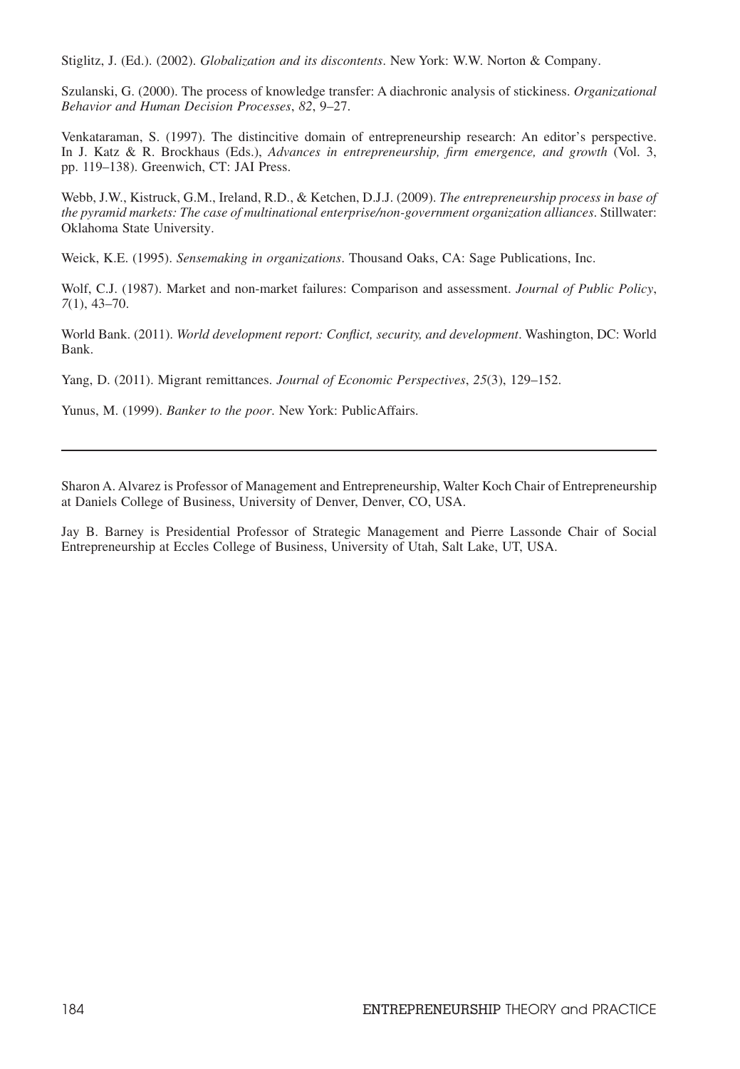Stiglitz, J. (Ed.). (2002). *Globalization and its discontents*. New York: W.W. Norton & Company.

Szulanski, G. (2000). The process of knowledge transfer: A diachronic analysis of stickiness. *Organizational Behavior and Human Decision Processes*, *82*, 9–27.

Venkataraman, S. (1997). The distincitive domain of entrepreneurship research: An editor's perspective. In J. Katz & R. Brockhaus (Eds.), *Advances in entrepreneurship, firm emergence, and growth* (Vol. 3, pp. 119–138). Greenwich, CT: JAI Press.

Webb, J.W., Kistruck, G.M., Ireland, R.D., & Ketchen, D.J.J. (2009). *The entrepreneurship process in base of the pyramid markets: The case of multinational enterprise/non-government organization alliances*. Stillwater: Oklahoma State University.

Weick, K.E. (1995). *Sensemaking in organizations*. Thousand Oaks, CA: Sage Publications, Inc.

Wolf, C.J. (1987). Market and non-market failures: Comparison and assessment. *Journal of Public Policy*, *7*(1), 43–70.

World Bank. (2011). *World development report: Conflict, security, and development*. Washington, DC: World Bank.

Yang, D. (2011). Migrant remittances. *Journal of Economic Perspectives*, *25*(3), 129–152.

Yunus, M. (1999). *Banker to the poor*. New York: PublicAffairs.

---

Sharon A. Alvarez is Professor of Management and Entrepreneurship, Walter Koch Chair of Entrepreneurship at Daniels College of Business, University of Denver, Denver, CO, USA.

Jay B. Barney is Presidential Professor of Strategic Management and Pierre Lassonde Chair of Social Entrepreneurship at Eccles College of Business, University of Utah, Salt Lake, UT, USA.